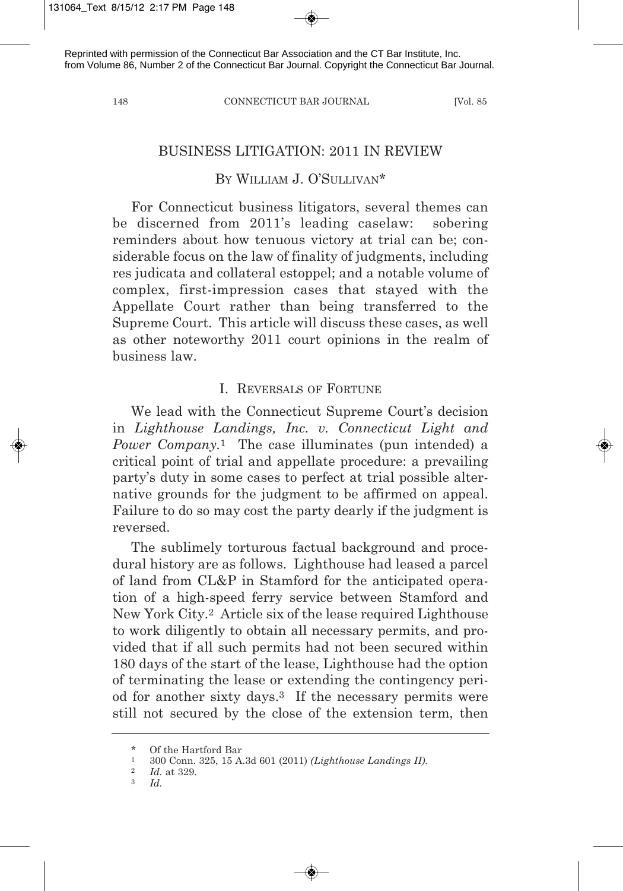Reprinted with permission of the Connecticut Bar Association and the CT Bar Institute, Inc. from Volume 86, Number 2 of the Connecticut Bar Journal. Copyright the Connecticut Bar Journal.

# BUSINESS LITIGATION: 2011 IN REVIEW

BY WILLIAM J. O'SULLIVAN*

For Connecticut business litigators, several themes can be discerned from 2011's leading caselaw: sobering reminders about how tenuous victory at trial can be; considerable focus on the law of finality of judgments, including res judicata and collateral estoppel; and a notable volume of complex, first-impression cases that stayed with the Appellate Court rather than being transferred to the Supreme Court. This article will discuss these cases, as well as other noteworthy 2011 court opinions in the realm of business law.

## I. REVERSALS OF FORTUNE

We lead with the Connecticut Supreme Court's decision in *Lighthouse Landings, Inc. v. Connecticut Light and Power Company.*[1] The case illuminates (pun intended) a critical point of trial and appellate procedure: a prevailing party's duty in some cases to perfect at trial possible alternative grounds for the judgment to be affirmed on appeal. Failure to do so may cost the party dearly if the judgment is reversed.

The sublimely torturous factual background and procedural history are as follows. Lighthouse had leased a parcel of land from CL&P in Stamford for the anticipated operation of a high-speed ferry service between Stamford and New York City.[2] Article six of the lease required Lighthouse to work diligently to obtain all necessary permits, and provided that if all such permits had not been secured within 180 days of the start of the lease, Lighthouse had the option of terminating the lease or extending the contingency period for another sixty days.[3] If the necessary permits were still not secured by the close of the extension term, then

---

\* Of the Hartford Bar

[1] 300 Conn. 325, 15 A.3d 601 (2011) *(Lighthouse Landings II)*.

[2] *Id.* at 329.

[3] *Id.*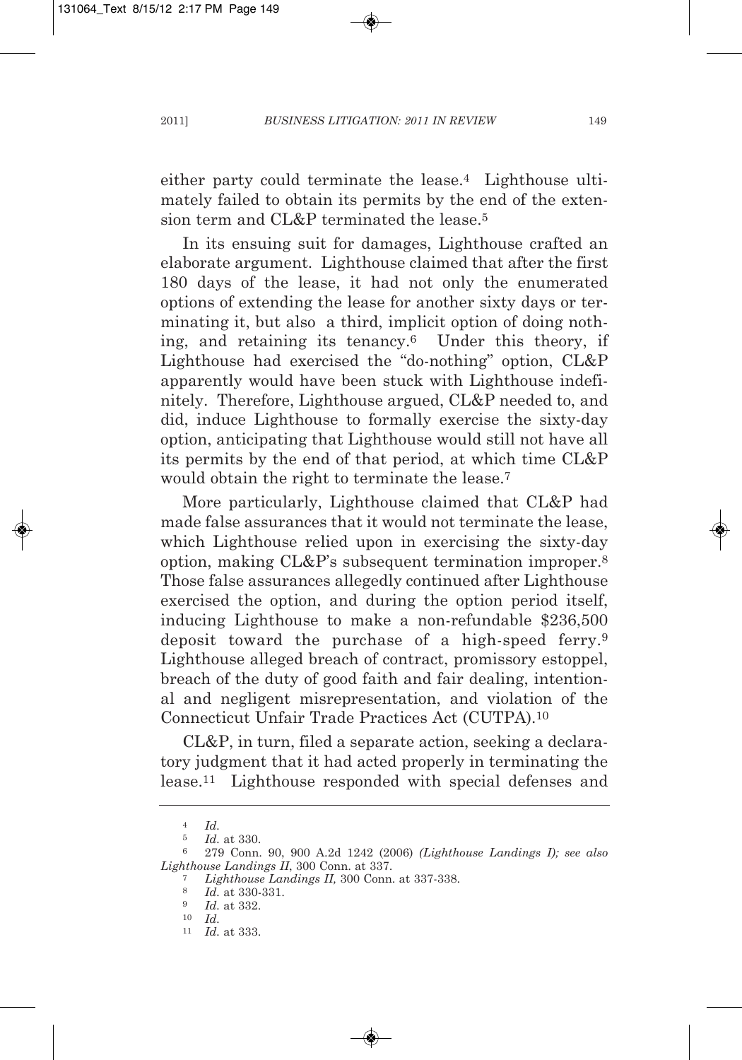either party could terminate the lease.[4] Lighthouse ultimately failed to obtain its permits by the end of the extension term and CL&P terminated the lease.[5]

In its ensuing suit for damages, Lighthouse crafted an elaborate argument. Lighthouse claimed that after the first 180 days of the lease, it had not only the enumerated options of extending the lease for another sixty days or terminating it, but also a third, implicit option of doing nothing, and retaining its tenancy.[6] Under this theory, if Lighthouse had exercised the "do-nothing" option, CL&P apparently would have been stuck with Lighthouse indefinitely. Therefore, Lighthouse argued, CL&P needed to, and did, induce Lighthouse to formally exercise the sixty-day option, anticipating that Lighthouse would still not have all its permits by the end of that period, at which time CL&P would obtain the right to terminate the lease.[7]

More particularly, Lighthouse claimed that CL&P had made false assurances that it would not terminate the lease, which Lighthouse relied upon in exercising the sixty-day option, making CL&P's subsequent termination improper.[8] Those false assurances allegedly continued after Lighthouse exercised the option, and during the option period itself, inducing Lighthouse to make a non-refundable $236,500 deposit toward the purchase of a high-speed ferry.[9] Lighthouse alleged breach of contract, promissory estoppel, breach of the duty of good faith and fair dealing, intentional and negligent misrepresentation, and violation of the Connecticut Unfair Trade Practices Act (CUTPA).[10]

CL&P, in turn, filed a separate action, seeking a declaratory judgment that it had acted properly in terminating the lease.[11] Lighthouse responded with special defenses and

---

[4] *Id.*

[5] *Id.* at 330.

[6] 279 Conn. 90, 900 A.2d 1242 (2006) *(Lighthouse Landings I); see also Lighthouse Landings II*, 300 Conn. at 337.

[7] *Lighthouse Landings II,* 300 Conn. at 337-338.

[8] *Id.* at 330-331.

[9] *Id.* at 332.

[10] *Id.*

[11] *Id.* at 333.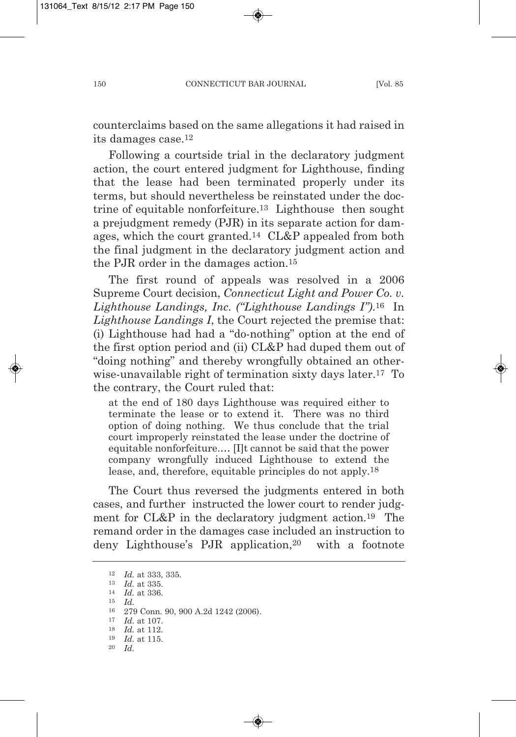counterclaims based on the same allegations it had raised in its damages case.[12]

Following a courtside trial in the declaratory judgment action, the court entered judgment for Lighthouse, finding that the lease had been terminated properly under its terms, but should nevertheless be reinstated under the doctrine of equitable nonforfeiture.[13] Lighthouse then sought a prejudgment remedy (PJR) in its separate action for damages, which the court granted.[14] CL&P appealed from both the final judgment in the declaratory judgment action and the PJR order in the damages action.[15]

The first round of appeals was resolved in a 2006 Supreme Court decision, *Connecticut Light and Power Co. v. Lighthouse Landings, Inc. ("Lighthouse Landings I").*[16] In *Lighthouse Landings I*, the Court rejected the premise that: (i) Lighthouse had had a "do-nothing" option at the end of the first option period and (ii) CL&P had duped them out of "doing nothing" and thereby wrongfully obtained an otherwise-unavailable right of termination sixty days later.[17] To the contrary, the Court ruled that:

> at the end of 180 days Lighthouse was required either to terminate the lease or to extend it. There was no third option of doing nothing. We thus conclude that the trial court improperly reinstated the lease under the doctrine of equitable nonforfeiture.… [I]t cannot be said that the power company wrongfully induced Lighthouse to extend the lease, and, therefore, equitable principles do not apply.[18]

The Court thus reversed the judgments entered in both cases, and further instructed the lower court to render judgment for CL&P in the declaratory judgment action.[19] The remand order in the damages case included an instruction to deny Lighthouse's PJR application,[20] with a footnote

---

[12] *Id.* at 333, 335.

[13] *Id.* at 335.

[14] *Id.* at 336.

[15] *Id.*

[16] 279 Conn. 90, 900 A.2d 1242 (2006).

[17] *Id.* at 107.

[18] *Id.* at 112.

[19] *Id.* at 115.

[20] *Id.*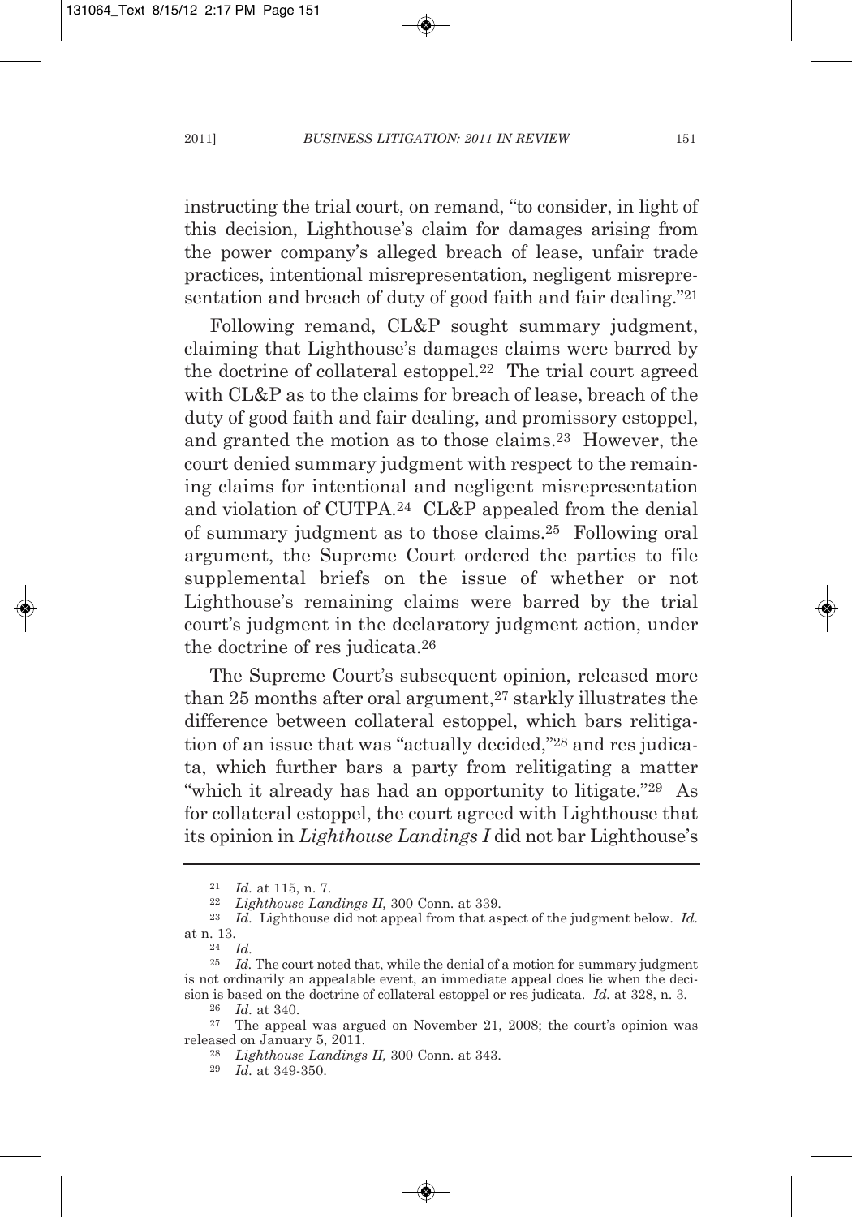instructing the trial court, on remand, "to consider, in light of this decision, Lighthouse's claim for damages arising from the power company's alleged breach of lease, unfair trade practices, intentional misrepresentation, negligent misrepresentation and breach of duty of good faith and fair dealing."[21]

Following remand, CL&P sought summary judgment, claiming that Lighthouse's damages claims were barred by the doctrine of collateral estoppel.[22] The trial court agreed with CL&P as to the claims for breach of lease, breach of the duty of good faith and fair dealing, and promissory estoppel, and granted the motion as to those claims.[23] However, the court denied summary judgment with respect to the remaining claims for intentional and negligent misrepresentation and violation of CUTPA.[24] CL&P appealed from the denial of summary judgment as to those claims.[25] Following oral argument, the Supreme Court ordered the parties to file supplemental briefs on the issue of whether or not Lighthouse's remaining claims were barred by the trial court's judgment in the declaratory judgment action, under the doctrine of res judicata.[26]

The Supreme Court's subsequent opinion, released more than 25 months after oral argument,[27] starkly illustrates the difference between collateral estoppel, which bars relitigation of an issue that was "actually decided,"[28] and res judicata, which further bars a party from relitigating a matter "which it already has had an opportunity to litigate."[29] As for collateral estoppel, the court agreed with Lighthouse that its opinion in *Lighthouse Landings I* did not bar Lighthouse's

---

[21] *Id.* at 115, n. 7.

[22] *Lighthouse Landings II,* 300 Conn. at 339.

[23] *Id.* Lighthouse did not appeal from that aspect of the judgment below. *Id.* at n. 13.

[24] *Id.*

[25] *Id.* The court noted that, while the denial of a motion for summary judgment is not ordinarily an appealable event, an immediate appeal does lie when the decision is based on the doctrine of collateral estoppel or res judicata. *Id.* at 328, n. 3.

[26] *Id.* at 340.

[27] The appeal was argued on November 21, 2008; the court's opinion was released on January 5, 2011.

[28] *Lighthouse Landings II,* 300 Conn. at 343.

[29] *Id.* at 349-350.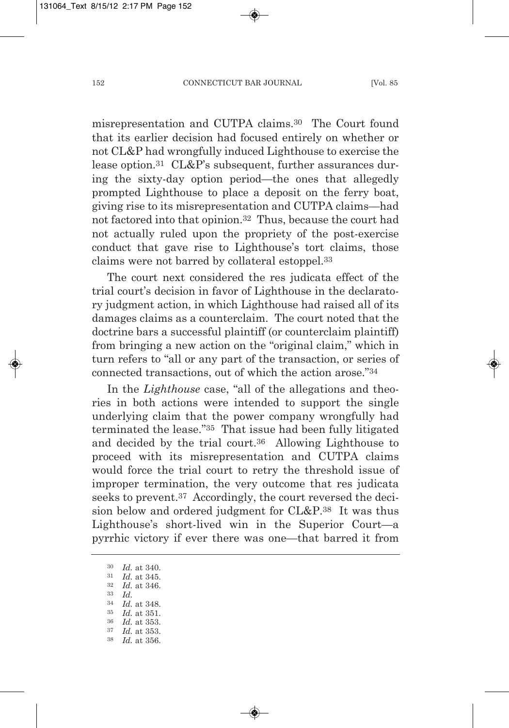misrepresentation and CUTPA claims.[30] The Court found that its earlier decision had focused entirely on whether or not CL&P had wrongfully induced Lighthouse to exercise the lease option.[31] CL&P's subsequent, further assurances during the sixty-day option period—the ones that allegedly prompted Lighthouse to place a deposit on the ferry boat, giving rise to its misrepresentation and CUTPA claims—had not factored into that opinion.[32] Thus, because the court had not actually ruled upon the propriety of the post-exercise conduct that gave rise to Lighthouse's tort claims, those claims were not barred by collateral estoppel.[33]

The court next considered the res judicata effect of the trial court's decision in favor of Lighthouse in the declaratory judgment action, in which Lighthouse had raised all of its damages claims as a counterclaim. The court noted that the doctrine bars a successful plaintiff (or counterclaim plaintiff) from bringing a new action on the "original claim," which in turn refers to "all or any part of the transaction, or series of connected transactions, out of which the action arose."[34]

In the *Lighthouse* case, "all of the allegations and theories in both actions were intended to support the single underlying claim that the power company wrongfully had terminated the lease."[35] That issue had been fully litigated and decided by the trial court.[36] Allowing Lighthouse to proceed with its misrepresentation and CUTPA claims would force the trial court to retry the threshold issue of improper termination, the very outcome that res judicata seeks to prevent.[37] Accordingly, the court reversed the decision below and ordered judgment for CL&P.[38] It was thus Lighthouse's short-lived win in the Superior Court—a pyrrhic victory if ever there was one—that barred it from

---

[30] *Id.* at 340.
[31] *Id.* at 345.
[32] *Id.* at 346.
[33] *Id.*
[34] *Id.* at 348.
[35] *Id.* at 351.
[36] *Id.* at 353.
[37] *Id.* at 353.
[38] *Id.* at 356.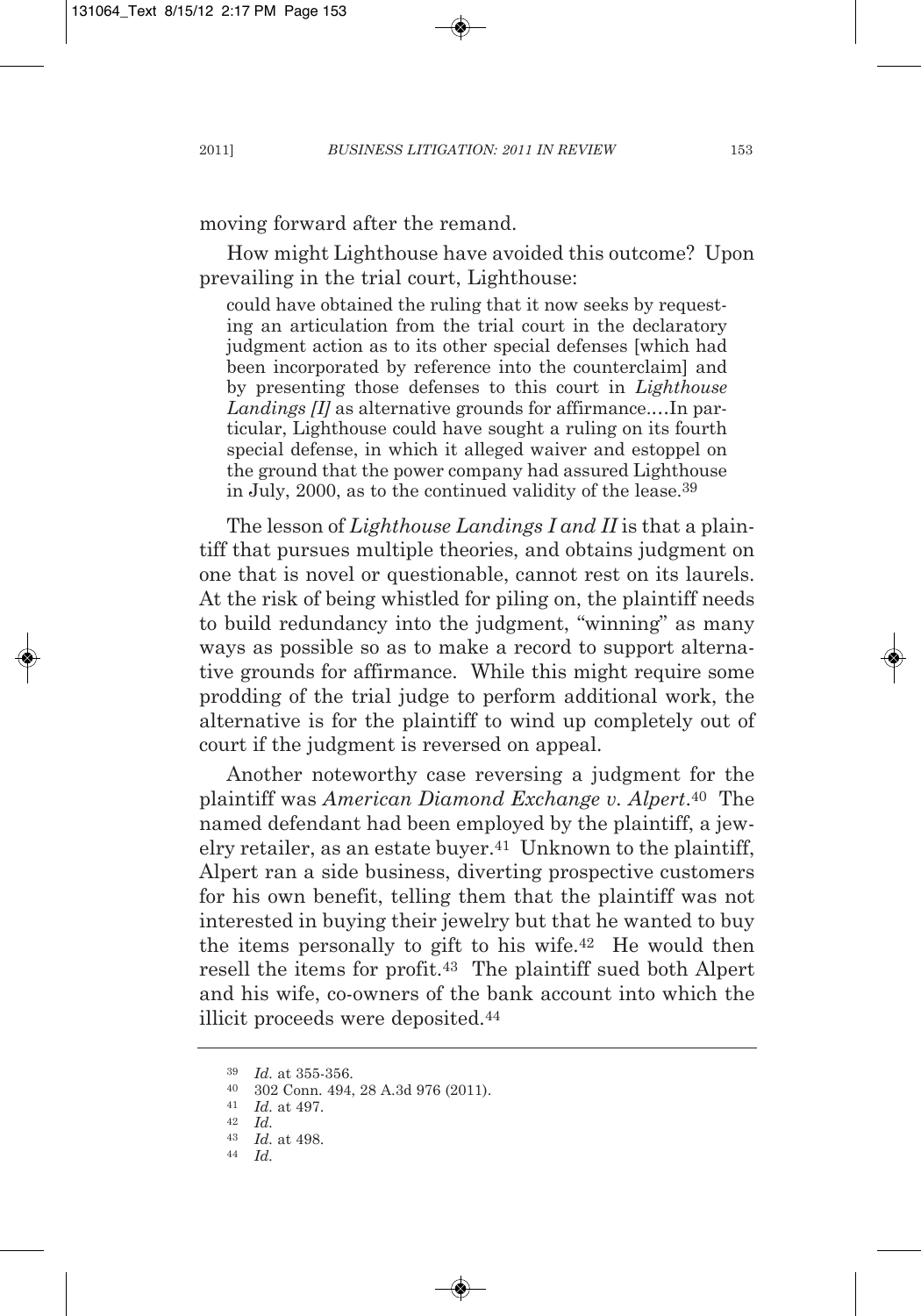moving forward after the remand.

How might Lighthouse have avoided this outcome? Upon prevailing in the trial court, Lighthouse:

> could have obtained the ruling that it now seeks by requesting an articulation from the trial court in the declaratory judgment action as to its other special defenses [which had been incorporated by reference into the counterclaim] and by presenting those defenses to this court in *Lighthouse Landings [I]* as alternative grounds for affirmance.…In particular, Lighthouse could have sought a ruling on its fourth special defense, in which it alleged waiver and estoppel on the ground that the power company had assured Lighthouse in July, 2000, as to the continued validity of the lease.[39]

The lesson of *Lighthouse Landings I and II* is that a plaintiff that pursues multiple theories, and obtains judgment on one that is novel or questionable, cannot rest on its laurels. At the risk of being whistled for piling on, the plaintiff needs to build redundancy into the judgment, "winning" as many ways as possible so as to make a record to support alternative grounds for affirmance. While this might require some prodding of the trial judge to perform additional work, the alternative is for the plaintiff to wind up completely out of court if the judgment is reversed on appeal.

Another noteworthy case reversing a judgment for the plaintiff was *American Diamond Exchange v. Alpert*.[40] The named defendant had been employed by the plaintiff, a jewelry retailer, as an estate buyer.[41] Unknown to the plaintiff, Alpert ran a side business, diverting prospective customers for his own benefit, telling them that the plaintiff was not interested in buying their jewelry but that he wanted to buy the items personally to gift to his wife.[42] He would then resell the items for profit.[43] The plaintiff sued both Alpert and his wife, co-owners of the bank account into which the illicit proceeds were deposited.[44]

---

[39] *Id.* at 355-356.

[40] 302 Conn. 494, 28 A.3d 976 (2011).

[41] *Id.* at 497.

[42] *Id.*

[43] *Id.* at 498.

[44] *Id.*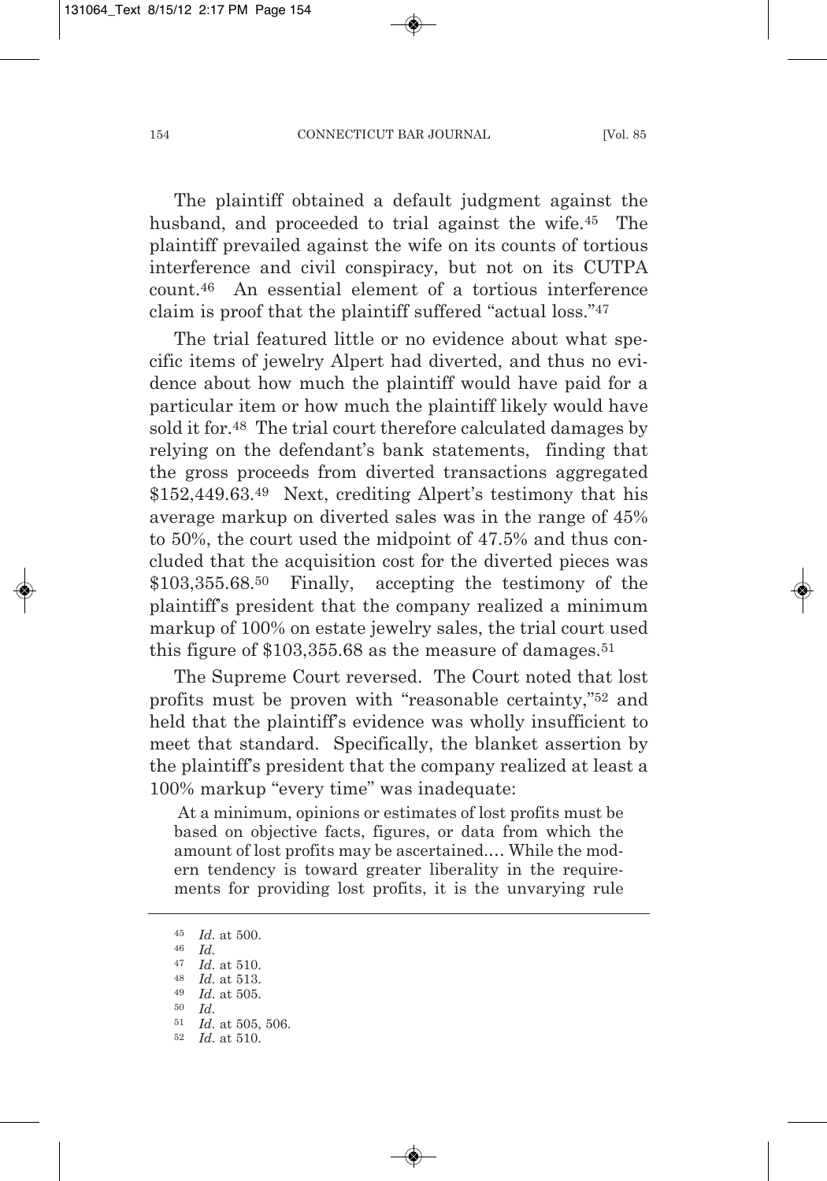The plaintiff obtained a default judgment against the husband, and proceeded to trial against the wife.[45] The plaintiff prevailed against the wife on its counts of tortious interference and civil conspiracy, but not on its CUTPA count.[46] An essential element of a tortious interference claim is proof that the plaintiff suffered "actual loss."[47]

The trial featured little or no evidence about what specific items of jewelry Alpert had diverted, and thus no evidence about how much the plaintiff would have paid for a particular item or how much the plaintiff likely would have sold it for.[48] The trial court therefore calculated damages by relying on the defendant's bank statements, finding that the gross proceeds from diverted transactions aggregated $152,449.63.[49] Next, crediting Alpert's testimony that his average markup on diverted sales was in the range of 45% to 50%, the court used the midpoint of 47.5% and thus concluded that the acquisition cost for the diverted pieces was $103,355.68.[50] Finally, accepting the testimony of the plaintiff's president that the company realized a minimum markup of 100% on estate jewelry sales, the trial court used this figure of $103,355.68 as the measure of damages.[51]

The Supreme Court reversed. The Court noted that lost profits must be proven with "reasonable certainty,"[52] and held that the plaintiff's evidence was wholly insufficient to meet that standard. Specifically, the blanket assertion by the plaintiff's president that the company realized at least a 100% markup "every time" was inadequate:

> At a minimum, opinions or estimates of lost profits must be based on objective facts, figures, or data from which the amount of lost profits may be ascertained.… While the modern tendency is toward greater liberality in the requirements for providing lost profits, it is the unvarying rule

---

[45] *Id.* at 500.

[46] *Id.*

[47] *Id.* at 510.

[48] *Id.* at 513.

[49] *Id.* at 505.

[50] *Id.*

[51] *Id.* at 505, 506.

[52] *Id.* at 510.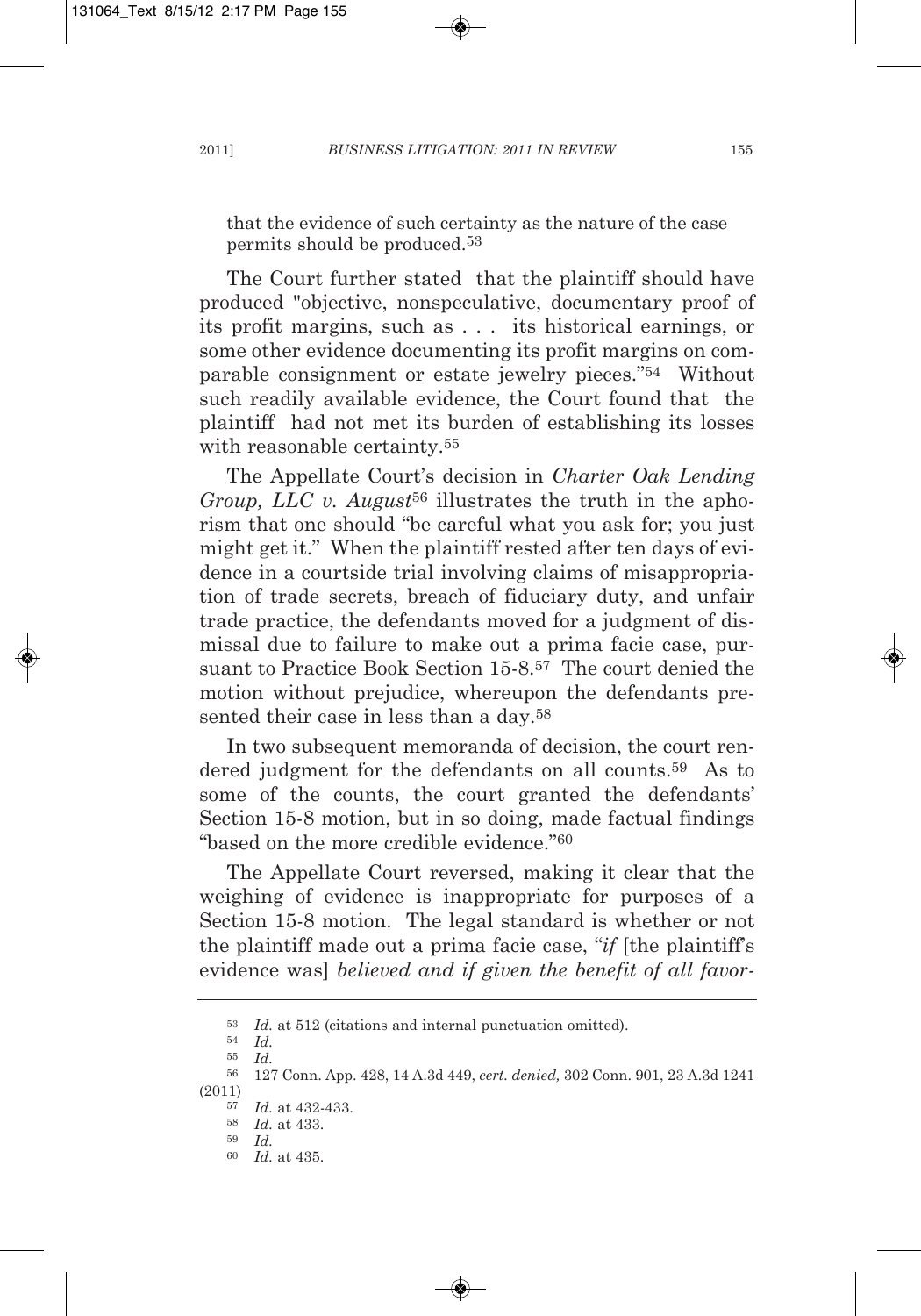that the evidence of such certainty as the nature of the case permits should be produced.[53]

The Court further stated that the plaintiff should have produced "objective, nonspeculative, documentary proof of its profit margins, such as . . . its historical earnings, or some other evidence documenting its profit margins on comparable consignment or estate jewelry pieces."[54] Without such readily available evidence, the Court found that the plaintiff had not met its burden of establishing its losses with reasonable certainty.[55]

The Appellate Court's decision in *Charter Oak Lending Group, LLC v. August*[56] illustrates the truth in the aphorism that one should "be careful what you ask for; you just might get it." When the plaintiff rested after ten days of evidence in a courtside trial involving claims of misappropriation of trade secrets, breach of fiduciary duty, and unfair trade practice, the defendants moved for a judgment of dismissal due to failure to make out a prima facie case, pursuant to Practice Book Section 15-8.[57] The court denied the motion without prejudice, whereupon the defendants presented their case in less than a day.[58]

In two subsequent memoranda of decision, the court rendered judgment for the defendants on all counts.[59] As to some of the counts, the court granted the defendants' Section 15-8 motion, but in so doing, made factual findings "based on the more credible evidence."[60]

The Appellate Court reversed, making it clear that the weighing of evidence is inappropriate for purposes of a Section 15-8 motion. The legal standard is whether or not the plaintiff made out a prima facie case, "*if* [the plaintiff's evidence was] *believed and if given the benefit of all favor-*

---

[53] *Id.* at 512 (citations and internal punctuation omitted).

[54] *Id.*

[55] *Id.*

[56] 127 Conn. App. 428, 14 A.3d 449, *cert. denied,* 302 Conn. 901, 23 A.3d 1241 (2011)

[57] *Id.* at 432-433.

[58] *Id.* at 433.

[59] *Id.*

[60] *Id.* at 435.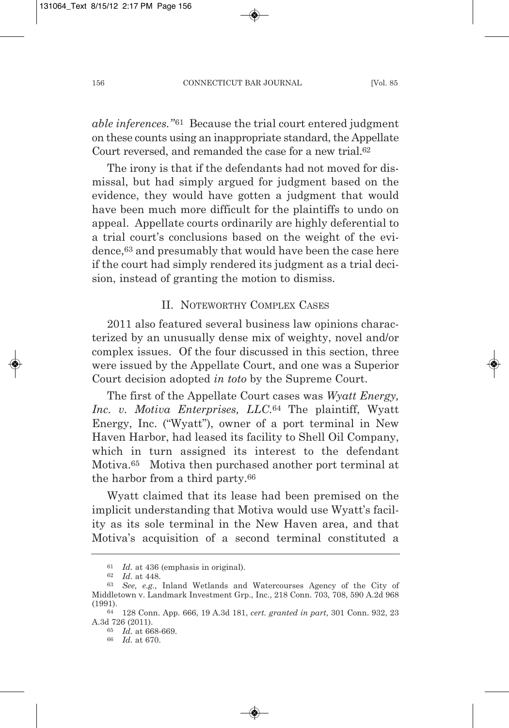*able inferences."*[61] Because the trial court entered judgment on these counts using an inappropriate standard, the Appellate Court reversed, and remanded the case for a new trial.[62]

The irony is that if the defendants had not moved for dismissal, but had simply argued for judgment based on the evidence, they would have gotten a judgment that would have been much more difficult for the plaintiffs to undo on appeal. Appellate courts ordinarily are highly deferential to a trial court's conclusions based on the weight of the evidence,[63] and presumably that would have been the case here if the court had simply rendered its judgment as a trial decision, instead of granting the motion to dismiss.

## II. Noteworthy Complex Cases

2011 also featured several business law opinions characterized by an unusually dense mix of weighty, novel and/or complex issues. Of the four discussed in this section, three were issued by the Appellate Court, and one was a Superior Court decision adopted *in toto* by the Supreme Court.

The first of the Appellate Court cases was *Wyatt Energy, Inc. v. Motiva Enterprises, LLC*.[64] The plaintiff, Wyatt Energy, Inc. ("Wyatt"), owner of a port terminal in New Haven Harbor, had leased its facility to Shell Oil Company, which in turn assigned its interest to the defendant Motiva.[65] Motiva then purchased another port terminal at the harbor from a third party.[66]

Wyatt claimed that its lease had been premised on the implicit understanding that Motiva would use Wyatt's facility as its sole terminal in the New Haven area, and that Motiva's acquisition of a second terminal constituted a

---

[61] *Id.* at 436 (emphasis in original).

[62] *Id.* at 448.

[63] *See, e.g.,* Inland Wetlands and Watercourses Agency of the City of Middletown v. Landmark Investment Grp., Inc., 218 Conn. 703, 708, 590 A.2d 968 (1991).

[64] 128 Conn. App. 666, 19 A.3d 181, *cert. granted in part,* 301 Conn. 932, 23 A.3d 726 (2011).

[65] *Id.* at 668-669.

[66] *Id.* at 670.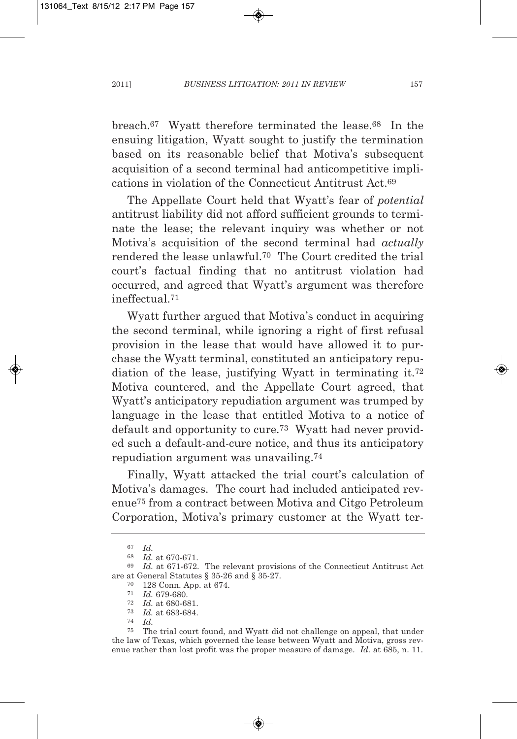breach.[67] Wyatt therefore terminated the lease.[68] In the ensuing litigation, Wyatt sought to justify the termination based on its reasonable belief that Motiva's subsequent acquisition of a second terminal had anticompetitive implications in violation of the Connecticut Antitrust Act.[69]

The Appellate Court held that Wyatt's fear of *potential* antitrust liability did not afford sufficient grounds to terminate the lease; the relevant inquiry was whether or not Motiva's acquisition of the second terminal had *actually* rendered the lease unlawful.[70] The Court credited the trial court's factual finding that no antitrust violation had occurred, and agreed that Wyatt's argument was therefore ineffectual.[71]

Wyatt further argued that Motiva's conduct in acquiring the second terminal, while ignoring a right of first refusal provision in the lease that would have allowed it to purchase the Wyatt terminal, constituted an anticipatory repudiation of the lease, justifying Wyatt in terminating it.[72] Motiva countered, and the Appellate Court agreed, that Wyatt's anticipatory repudiation argument was trumped by language in the lease that entitled Motiva to a notice of default and opportunity to cure.[73] Wyatt had never provided such a default-and-cure notice, and thus its anticipatory repudiation argument was unavailing.[74]

Finally, Wyatt attacked the trial court's calculation of Motiva's damages. The court had included anticipated revenue[75] from a contract between Motiva and Citgo Petroleum Corporation, Motiva's primary customer at the Wyatt ter-

---

[67] *Id.*

[68] *Id.* at 670-671.

[69] *Id.* at 671-672. The relevant provisions of the Connecticut Antitrust Act are at General Statutes § 35-26 and § 35-27.

[70] 128 Conn. App. at 674.

[71] *Id.* 679-680.

[72] *Id.* at 680-681.

[73] *Id.* at 683-684.

[74] *Id.*

[75] The trial court found, and Wyatt did not challenge on appeal, that under the law of Texas, which governed the lease between Wyatt and Motiva, gross revenue rather than lost profit was the proper measure of damage. *Id.* at 685, n. 11.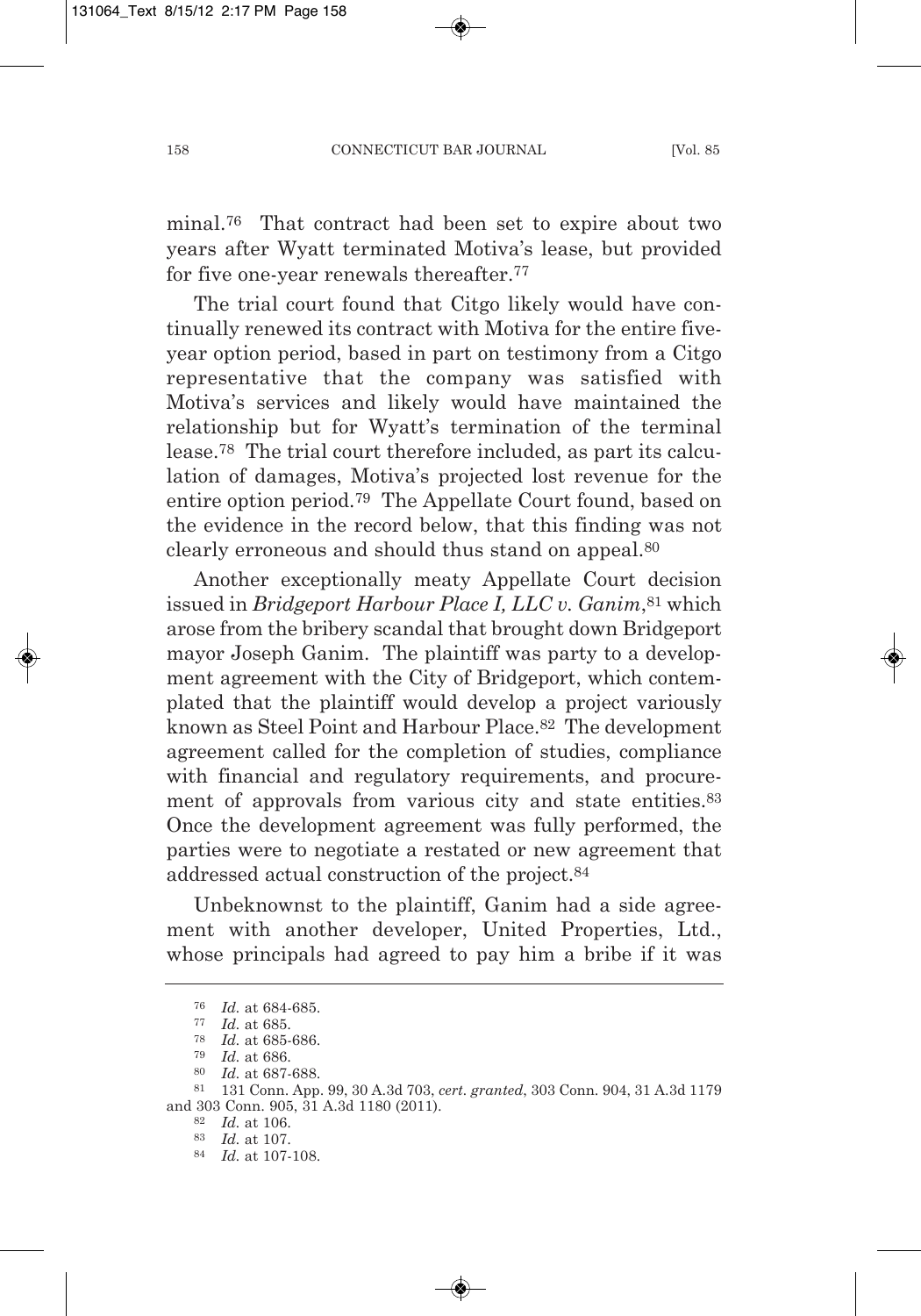minal.[76] That contract had been set to expire about two years after Wyatt terminated Motiva's lease, but provided for five one-year renewals thereafter.[77]

The trial court found that Citgo likely would have continually renewed its contract with Motiva for the entire five-year option period, based in part on testimony from a Citgo representative that the company was satisfied with Motiva's services and likely would have maintained the relationship but for Wyatt's termination of the terminal lease.[78] The trial court therefore included, as part its calculation of damages, Motiva's projected lost revenue for the entire option period.[79] The Appellate Court found, based on the evidence in the record below, that this finding was not clearly erroneous and should thus stand on appeal.[80]

Another exceptionally meaty Appellate Court decision issued in *Bridgeport Harbour Place I, LLC v. Ganim*,[81] which arose from the bribery scandal that brought down Bridgeport mayor Joseph Ganim. The plaintiff was party to a development agreement with the City of Bridgeport, which contemplated that the plaintiff would develop a project variously known as Steel Point and Harbour Place.[82] The development agreement called for the completion of studies, compliance with financial and regulatory requirements, and procurement of approvals from various city and state entities.[83] Once the development agreement was fully performed, the parties were to negotiate a restated or new agreement that addressed actual construction of the project.[84]

Unbeknownst to the plaintiff, Ganim had a side agreement with another developer, United Properties, Ltd., whose principals had agreed to pay him a bribe if it was

---

[76] *Id.* at 684-685.

[77] *Id.* at 685.

[78] *Id.* at 685-686.

[79] *Id.* at 686.

[80] *Id.* at 687-688.

[81] 131 Conn. App. 99, 30 A.3d 703, *cert. granted*, 303 Conn. 904, 31 A.3d 1179 and 303 Conn. 905, 31 A.3d 1180 (2011).

[82] *Id.* at 106.

[83] *Id.* at 107.

[84] *Id.* at 107-108.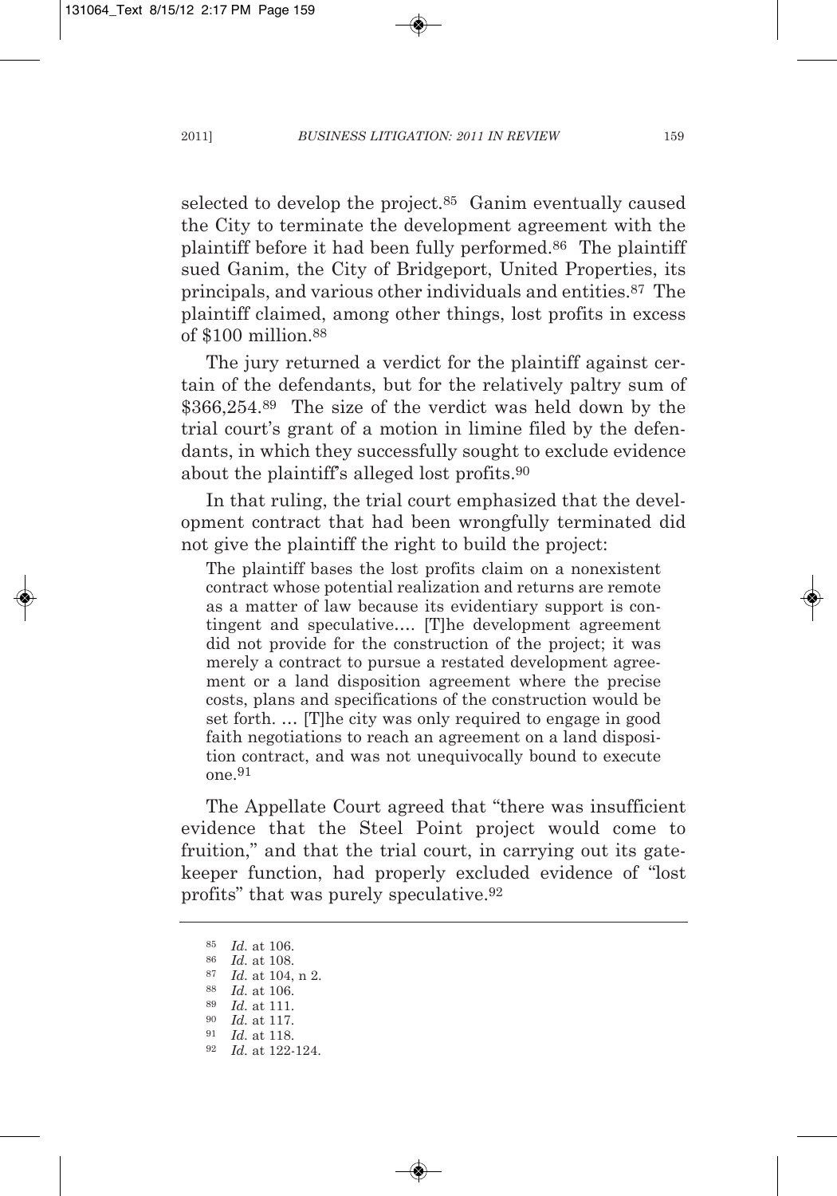selected to develop the project.[85] Ganim eventually caused the City to terminate the development agreement with the plaintiff before it had been fully performed.[86] The plaintiff sued Ganim, the City of Bridgeport, United Properties, its principals, and various other individuals and entities.[87] The plaintiff claimed, among other things, lost profits in excess of $100 million.[88]

The jury returned a verdict for the plaintiff against certain of the defendants, but for the relatively paltry sum of $366,254.[89] The size of the verdict was held down by the trial court's grant of a motion in limine filed by the defendants, in which they successfully sought to exclude evidence about the plaintiff's alleged lost profits.[90]

In that ruling, the trial court emphasized that the development contract that had been wrongfully terminated did not give the plaintiff the right to build the project:

> The plaintiff bases the lost profits claim on a nonexistent contract whose potential realization and returns are remote as a matter of law because its evidentiary support is contingent and speculative…. [T]he development agreement did not provide for the construction of the project; it was merely a contract to pursue a restated development agreement or a land disposition agreement where the precise costs, plans and specifications of the construction would be set forth. … [T]he city was only required to engage in good faith negotiations to reach an agreement on a land disposition contract, and was not unequivocally bound to execute one.[91]

The Appellate Court agreed that "there was insufficient evidence that the Steel Point project would come to fruition," and that the trial court, in carrying out its gatekeeper function, had properly excluded evidence of "lost profits" that was purely speculative.[92]

---

[85] *Id.* at 106.
[86] *Id.* at 108.
[87] *Id.* at 104, n 2.
[88] *Id.* at 106.
[89] *Id.* at 111.
[90] *Id.* at 117.
[91] *Id.* at 118.
[92] *Id.* at 122-124.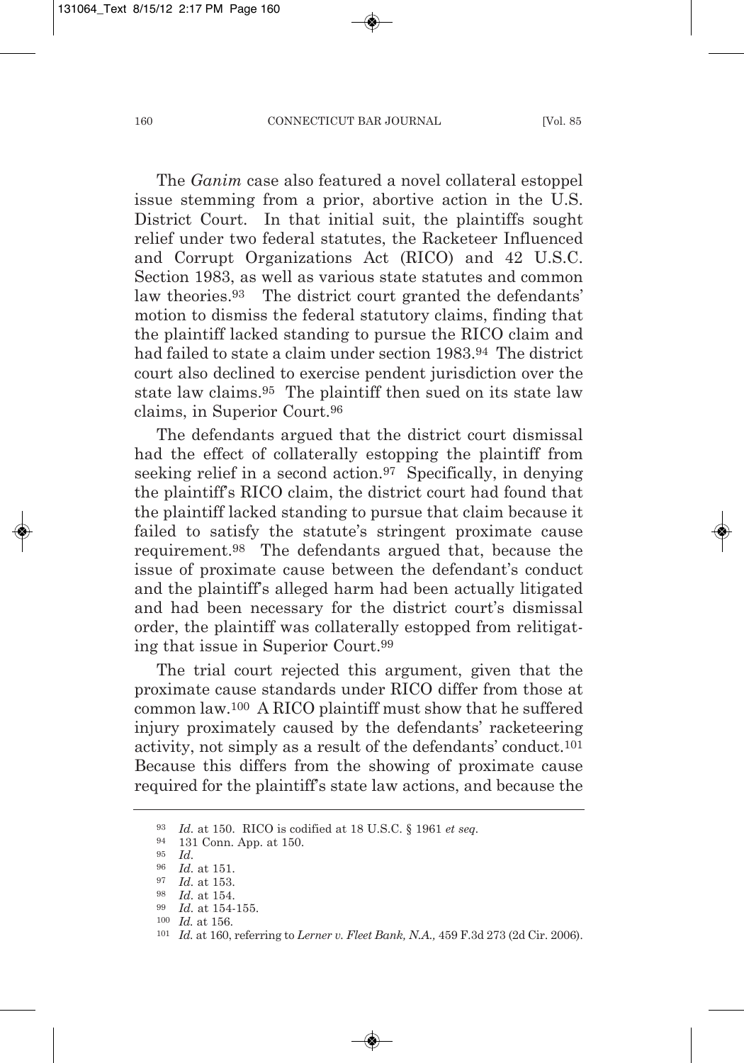The *Ganim* case also featured a novel collateral estoppel issue stemming from a prior, abortive action in the U.S. District Court. In that initial suit, the plaintiffs sought relief under two federal statutes, the Racketeer Influenced and Corrupt Organizations Act (RICO) and 42 U.S.C. Section 1983, as well as various state statutes and common law theories.[93] The district court granted the defendants' motion to dismiss the federal statutory claims, finding that the plaintiff lacked standing to pursue the RICO claim and had failed to state a claim under section 1983.[94] The district court also declined to exercise pendent jurisdiction over the state law claims.[95] The plaintiff then sued on its state law claims, in Superior Court.[96]

The defendants argued that the district court dismissal had the effect of collaterally estopping the plaintiff from seeking relief in a second action.[97] Specifically, in denying the plaintiff's RICO claim, the district court had found that the plaintiff lacked standing to pursue that claim because it failed to satisfy the statute's stringent proximate cause requirement.[98] The defendants argued that, because the issue of proximate cause between the defendant's conduct and the plaintiff's alleged harm had been actually litigated and had been necessary for the district court's dismissal order, the plaintiff was collaterally estopped from relitigating that issue in Superior Court.[99]

The trial court rejected this argument, given that the proximate cause standards under RICO differ from those at common law.[100] A RICO plaintiff must show that he suffered injury proximately caused by the defendants' racketeering activity, not simply as a result of the defendants' conduct.[101] Because this differs from the showing of proximate cause required for the plaintiff's state law actions, and because the

---

[93] *Id.* at 150. RICO is codified at 18 U.S.C. § 1961 *et seq.*

[94] 131 Conn. App. at 150.

[95] *Id.*

[96] *Id.* at 151.

[97] *Id.* at 153.

[98] *Id.* at 154.

[99] *Id.* at 154-155.

[100] *Id.* at 156.

[101] *Id.* at 160, referring to *Lerner v. Fleet Bank, N.A.,* 459 F.3d 273 (2d Cir. 2006).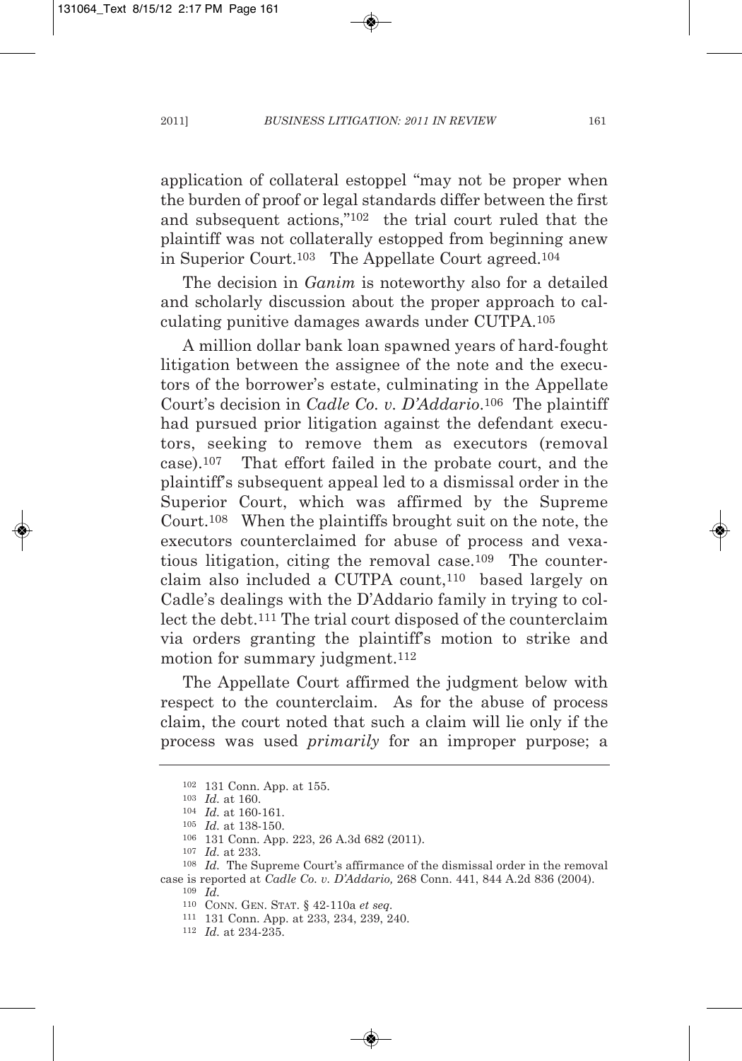application of collateral estoppel "may not be proper when the burden of proof or legal standards differ between the first and subsequent actions,"[102] the trial court ruled that the plaintiff was not collaterally estopped from beginning anew in Superior Court.[103] The Appellate Court agreed.[104]

The decision in *Ganim* is noteworthy also for a detailed and scholarly discussion about the proper approach to calculating punitive damages awards under CUTPA.[105]

A million dollar bank loan spawned years of hard-fought litigation between the assignee of the note and the executors of the borrower's estate, culminating in the Appellate Court's decision in *Cadle Co. v. D'Addario*.[106] The plaintiff had pursued prior litigation against the defendant executors, seeking to remove them as executors (removal case).[107] That effort failed in the probate court, and the plaintiff's subsequent appeal led to a dismissal order in the Superior Court, which was affirmed by the Supreme Court.[108] When the plaintiffs brought suit on the note, the executors counterclaimed for abuse of process and vexatious litigation, citing the removal case.[109] The counterclaim also included a CUTPA count,[110] based largely on Cadle's dealings with the D'Addario family in trying to collect the debt.[111] The trial court disposed of the counterclaim via orders granting the plaintiff's motion to strike and motion for summary judgment.[112]

The Appellate Court affirmed the judgment below with respect to the counterclaim. As for the abuse of process claim, the court noted that such a claim will lie only if the process was used *primarily* for an improper purpose; a

---

[102] 131 Conn. App. at 155.

[103] *Id.* at 160.

[104] *Id.* at 160-161.

[105] *Id.* at 138-150.

[106] 131 Conn. App. 223, 26 A.3d 682 (2011).

[107] *Id.* at 233.

[108] *Id.* The Supreme Court's affirmance of the dismissal order in the removal case is reported at *Cadle Co. v. D'Addario,* 268 Conn. 441, 844 A.2d 836 (2004).

[109] *Id.*

[110] CONN. GEN. STAT. § 42-110a *et seq.*

[111] 131 Conn. App. at 233, 234, 239, 240.

[112] *Id.* at 234-235.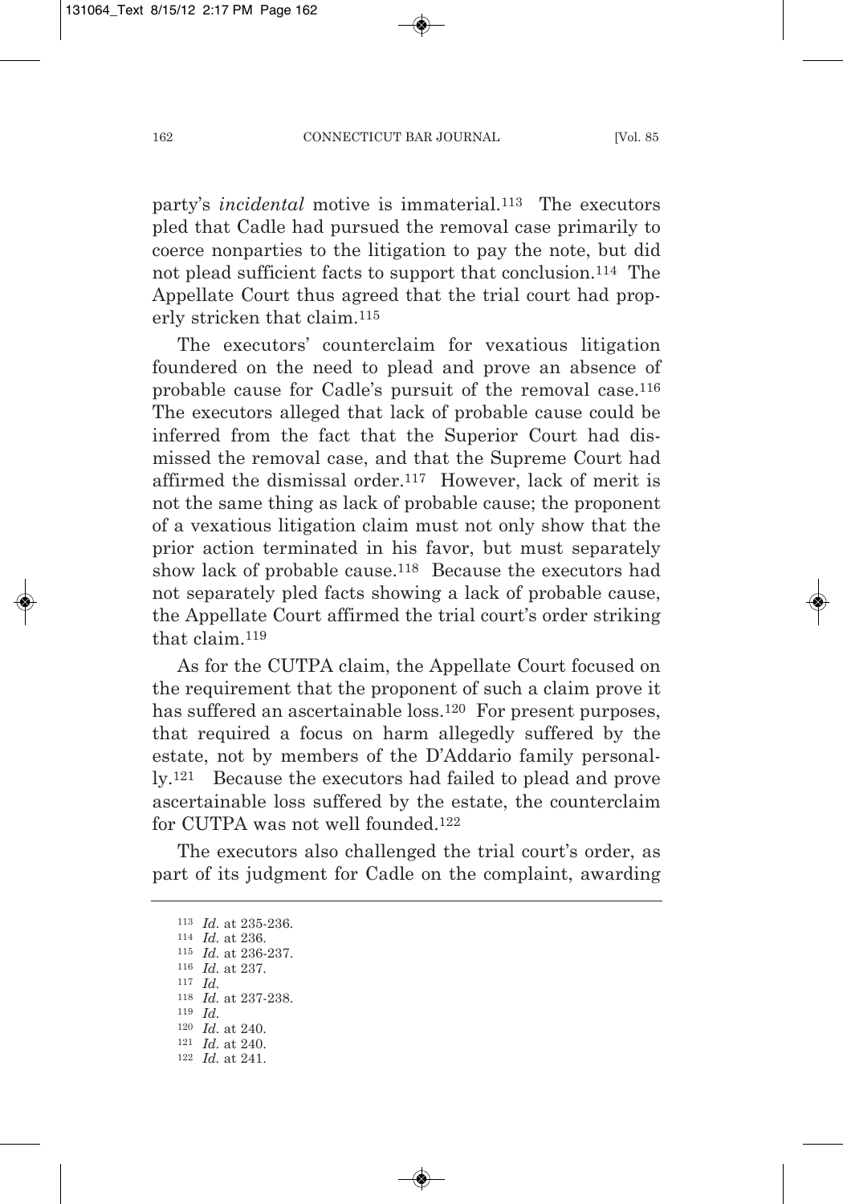party's *incidental* motive is immaterial.[113] The executors pled that Cadle had pursued the removal case primarily to coerce nonparties to the litigation to pay the note, but did not plead sufficient facts to support that conclusion.[114] The Appellate Court thus agreed that the trial court had properly stricken that claim.[115]

The executors' counterclaim for vexatious litigation foundered on the need to plead and prove an absence of probable cause for Cadle's pursuit of the removal case.[116] The executors alleged that lack of probable cause could be inferred from the fact that the Superior Court had dismissed the removal case, and that the Supreme Court had affirmed the dismissal order.[117] However, lack of merit is not the same thing as lack of probable cause; the proponent of a vexatious litigation claim must not only show that the prior action terminated in his favor, but must separately show lack of probable cause.[118] Because the executors had not separately pled facts showing a lack of probable cause, the Appellate Court affirmed the trial court's order striking that claim.[119]

As for the CUTPA claim, the Appellate Court focused on the requirement that the proponent of such a claim prove it has suffered an ascertainable loss.[120] For present purposes, that required a focus on harm allegedly suffered by the estate, not by members of the D'Addario family personally.[121] Because the executors had failed to plead and prove ascertainable loss suffered by the estate, the counterclaim for CUTPA was not well founded.[122]

The executors also challenged the trial court's order, as part of its judgment for Cadle on the complaint, awarding

---

[113] *Id.* at 235-236.
[114] *Id.* at 236.
[115] *Id.* at 236-237.
[116] *Id.* at 237.
[117] *Id.*
[118] *Id.* at 237-238.
[119] *Id.*
[120] *Id.* at 240.
[121] *Id.* at 240.
[122] *Id.* at 241.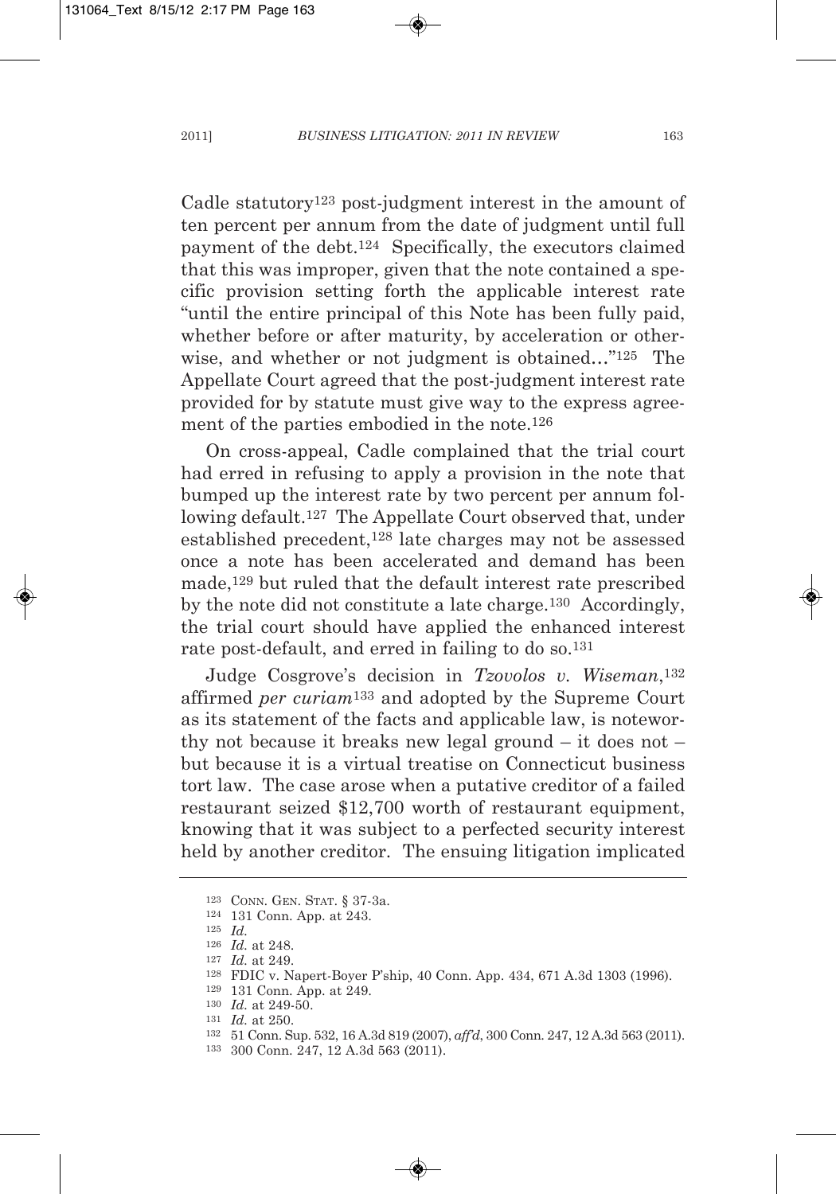Cadle statutory[123] post-judgment interest in the amount of ten percent per annum from the date of judgment until full payment of the debt.[124] Specifically, the executors claimed that this was improper, given that the note contained a specific provision setting forth the applicable interest rate "until the entire principal of this Note has been fully paid, whether before or after maturity, by acceleration or otherwise, and whether or not judgment is obtained…"[125] The Appellate Court agreed that the post-judgment interest rate provided for by statute must give way to the express agreement of the parties embodied in the note.[126]

On cross-appeal, Cadle complained that the trial court had erred in refusing to apply a provision in the note that bumped up the interest rate by two percent per annum following default.[127] The Appellate Court observed that, under established precedent,[128] late charges may not be assessed once a note has been accelerated and demand has been made,[129] but ruled that the default interest rate prescribed by the note did not constitute a late charge.[130] Accordingly, the trial court should have applied the enhanced interest rate post-default, and erred in failing to do so.[131]

Judge Cosgrove's decision in *Tzovolos v. Wiseman*,[132] affirmed *per curiam*[133] and adopted by the Supreme Court as its statement of the facts and applicable law, is noteworthy not because it breaks new legal ground – it does not – but because it is a virtual treatise on Connecticut business tort law. The ensuing litigation implicated

---

[123] CONN. GEN. STAT. § 37-3a.

[124] 131 Conn. App. at 243.

[125] *Id.*

[126] *Id.* at 248.

[127] *Id.* at 249.

[128] FDIC v. Napert-Boyer P'ship, 40 Conn. App. 434, 671 A.3d 1303 (1996).

[129] 131 Conn. App. at 249.

[130] *Id.* at 249-50.

[131] *Id.* at 250.

[132] 51 Conn. Sup. 532, 16 A.3d 819 (2007), *aff'd*, 300 Conn. 247, 12 A.3d 563 (2011).

[133] 300 Conn. 247, 12 A.3d 563 (2011).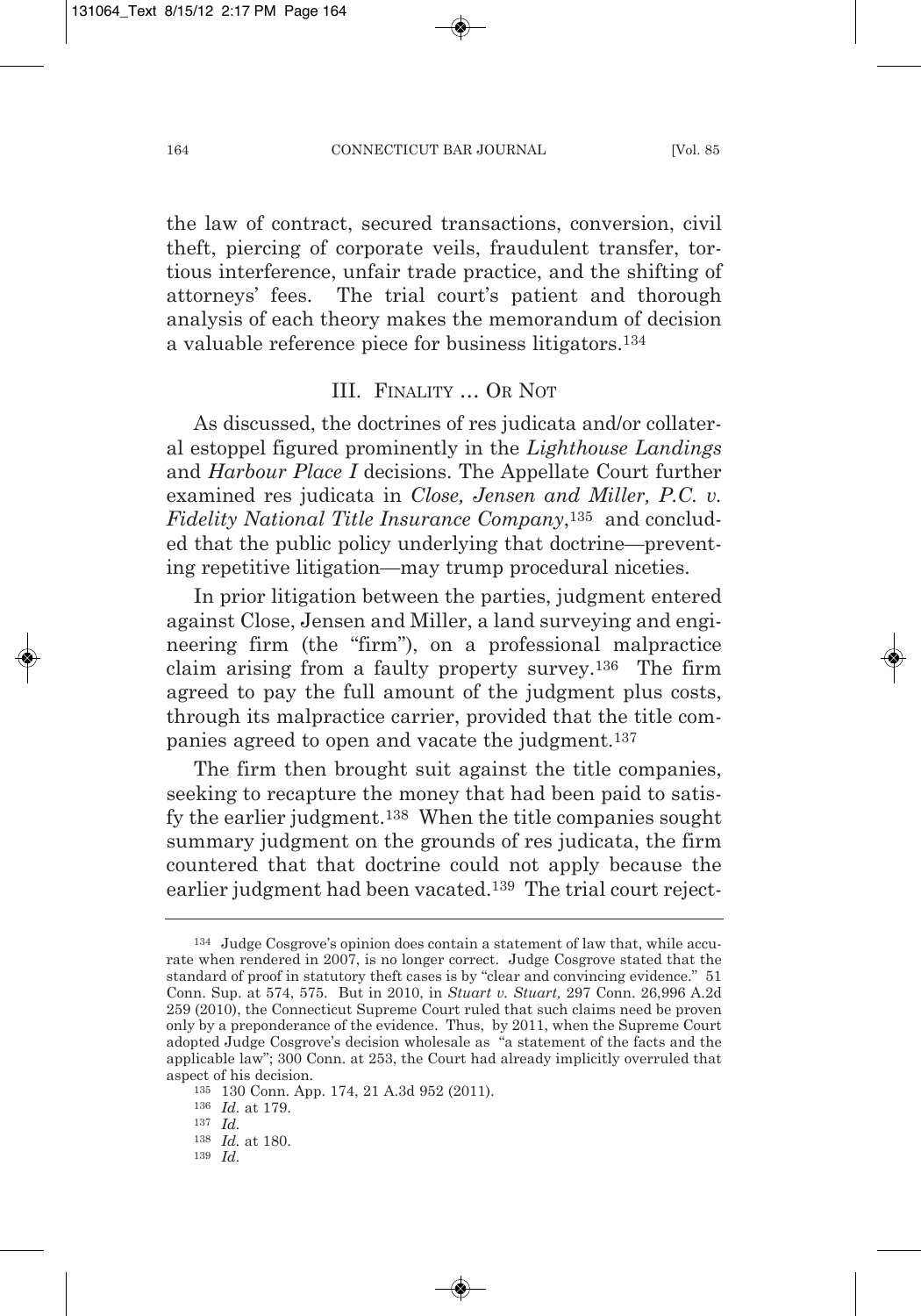the law of contract, secured transactions, conversion, civil theft, piercing of corporate veils, fraudulent transfer, tortious interference, unfair trade practice, and the shifting of attorneys' fees. The trial court's patient and thorough analysis of each theory makes the memorandum of decision a valuable reference piece for business litigators.[134]

## III. Finality … Or Not

As discussed, the doctrines of res judicata and/or collateral estoppel figured prominently in the *Lighthouse Landings* and *Harbour Place I* decisions. The Appellate Court further examined res judicata in *Close, Jensen and Miller, P.C. v. Fidelity National Title Insurance Company*,[135] and concluded that the public policy underlying that doctrine—preventing repetitive litigation—may trump procedural niceties.

In prior litigation between the parties, judgment entered against Close, Jensen and Miller, a land surveying and engineering firm (the "firm"), on a professional malpractice claim arising from a faulty property survey.[136] The firm agreed to pay the full amount of the judgment plus costs, through its malpractice carrier, provided that the title companies agreed to open and vacate the judgment.[137]

The firm then brought suit against the title companies, seeking to recapture the money that had been paid to satisfy the earlier judgment.[138] When the title companies sought summary judgment on the grounds of res judicata, the firm countered that that doctrine could not apply because the earlier judgment had been vacated.[139] The trial court reject-

---

[134] Judge Cosgrove's opinion does contain a statement of law that, while accurate when rendered in 2007, is no longer correct. Judge Cosgrove stated that the standard of proof in statutory theft cases is by "clear and convincing evidence." 51 Conn. Sup. at 574, 575. But in 2010, in *Stuart v. Stuart,* 297 Conn. 26,996 A.2d 259 (2010), the Connecticut Supreme Court ruled that such claims need be proven only by a preponderance of the evidence. Thus, by 2011, when the Supreme Court adopted Judge Cosgrove's decision wholesale as "a statement of the facts and the applicable law"; 300 Conn. at 253, the Court had already implicitly overruled that aspect of his decision.

[135] 130 Conn. App. 174, 21 A.3d 952 (2011).

[136] *Id.* at 179.

[137] *Id.*

[138] *Id.* at 180.

[139] *Id.*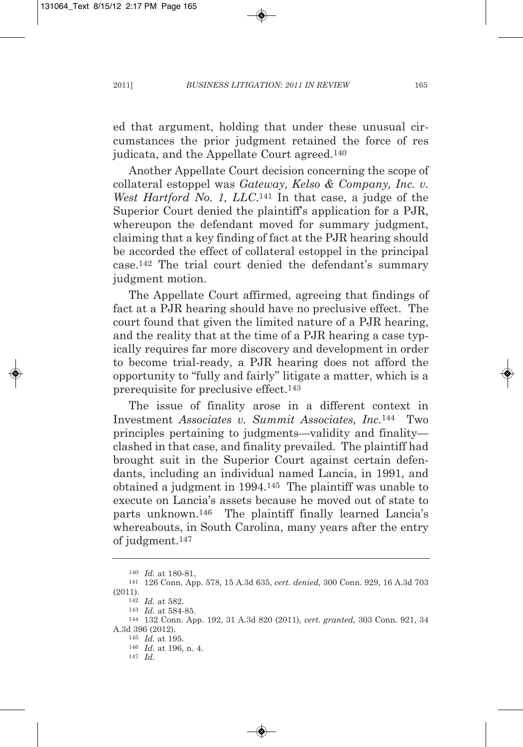ed that argument, holding that under these unusual circumstances the prior judgment retained the force of res judicata, and the Appellate Court agreed.[140]

Another Appellate Court decision concerning the scope of collateral estoppel was *Gateway, Kelso & Company, Inc. v. West Hartford No. 1, LLC*.[141] In that case, a judge of the Superior Court denied the plaintiff's application for a PJR, whereupon the defendant moved for summary judgment, claiming that a key finding of fact at the PJR hearing should be accorded the effect of collateral estoppel in the principal case.[142] The trial court denied the defendant's summary judgment motion.

The Appellate Court affirmed, agreeing that findings of fact at a PJR hearing should have no preclusive effect. The court found that given the limited nature of a PJR hearing, and the reality that at the time of a PJR hearing a case typically requires far more discovery and development in order to become trial-ready, a PJR hearing does not afford the opportunity to "fully and fairly" litigate a matter, which is a prerequisite for preclusive effect.[143]

The issue of finality arose in a different context in Investment *Associates v. Summit Associates, Inc.*[144] Two principles pertaining to judgments—validity and finality—clashed in that case, and finality prevailed. The plaintiff had brought suit in the Superior Court against certain defendants, including an individual named Lancia, in 1991, and obtained a judgment in 1994.[145] The plaintiff was unable to execute on Lancia's assets because he moved out of state to parts unknown.[146] The plaintiff finally learned Lancia's whereabouts, in South Carolina, many years after the entry of judgment.[147]

---

[140] *Id.* at 180-81,

[141] 126 Conn. App. 578, 15 A.3d 635, *cert. denied,* 300 Conn. 929, 16 A.3d 703 (2011).

[142] *Id.* at 582.

[143] *Id.* at 584-85.

[144] 132 Conn. App. 192, 31 A.3d 820 (2011), *cert. granted,* 303 Conn. 921, 34 A.3d 396 (2012).

[145] *Id.* at 195.

[146] *Id.* at 196, n. 4.

[147] *Id.*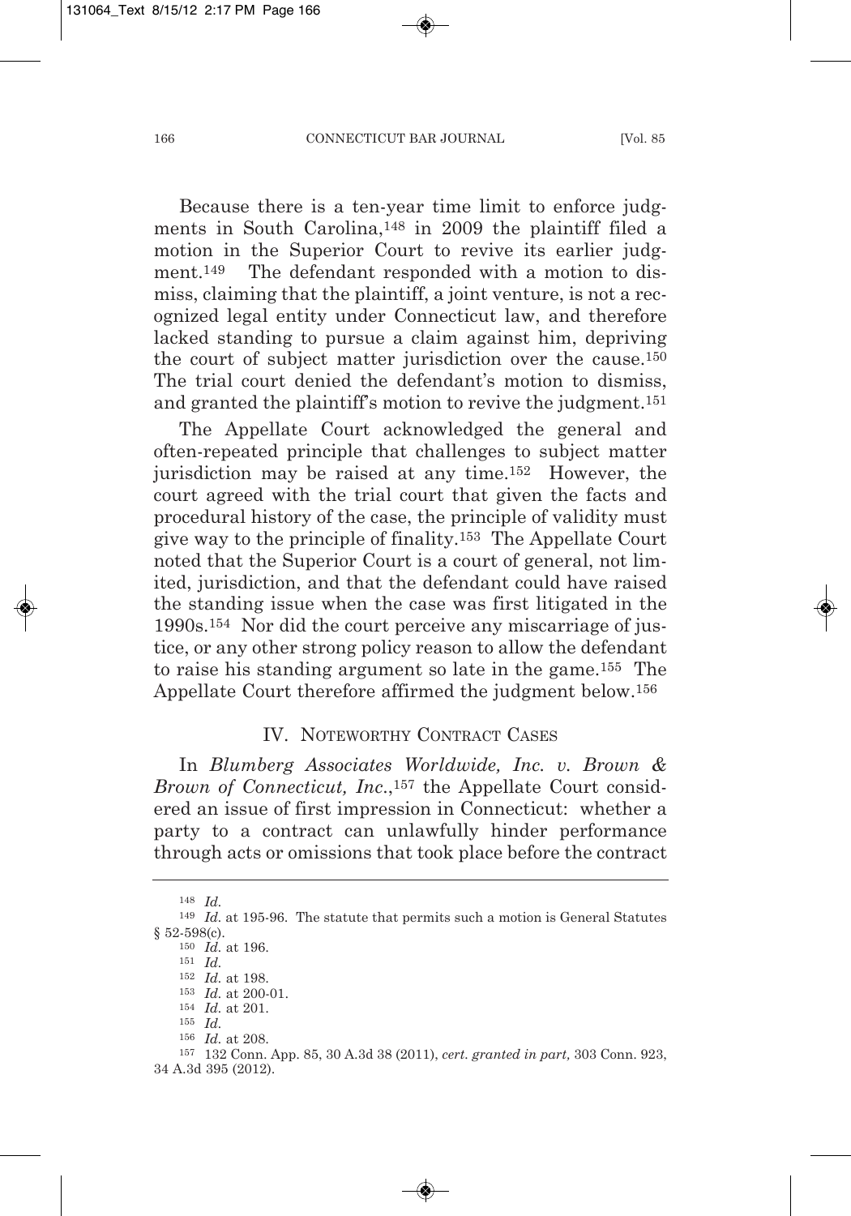Because there is a ten-year time limit to enforce judgments in South Carolina,[148] in 2009 the plaintiff filed a motion in the Superior Court to revive its earlier judgment.[149] The defendant responded with a motion to dismiss, claiming that the plaintiff, a joint venture, is not a recognized legal entity under Connecticut law, and therefore lacked standing to pursue a claim against him, depriving the court of subject matter jurisdiction over the cause.[150] The trial court denied the defendant's motion to dismiss, and granted the plaintiff's motion to revive the judgment.[151]

The Appellate Court acknowledged the general and often-repeated principle that challenges to subject matter jurisdiction may be raised at any time.[152] However, the court agreed with the trial court that given the facts and procedural history of the case, the principle of validity must give way to the principle of finality.[153] The Appellate Court noted that the Superior Court is a court of general, not limited, jurisdiction, and that the defendant could have raised the standing issue when the case was first litigated in the 1990s.[154] Nor did the court perceive any miscarriage of justice, or any other strong policy reason to allow the defendant to raise his standing argument so late in the game.[155] The Appellate Court therefore affirmed the judgment below.[156]

## IV. NOTEWORTHY CONTRACT CASES

In *Blumberg Associates Worldwide, Inc. v. Brown & Brown of Connecticut, Inc.*,[157] the Appellate Court considered an issue of first impression in Connecticut: whether a party to a contract can unlawfully hinder performance through acts or omissions that took place before the contract

---

[148] *Id.*

[149] *Id.* at 195-96. The statute that permits such a motion is General Statutes § 52-598(c).

[150] *Id.* at 196.

[151] *Id.*

[152] *Id.* at 198.

[153] *Id.* at 200-01.

[154] *Id.* at 201.

[155] *Id.*

[156] *Id.* at 208.

[157] 132 Conn. App. 85, 30 A.3d 38 (2011), *cert. granted in part,* 303 Conn. 923, 34 A.3d 395 (2012).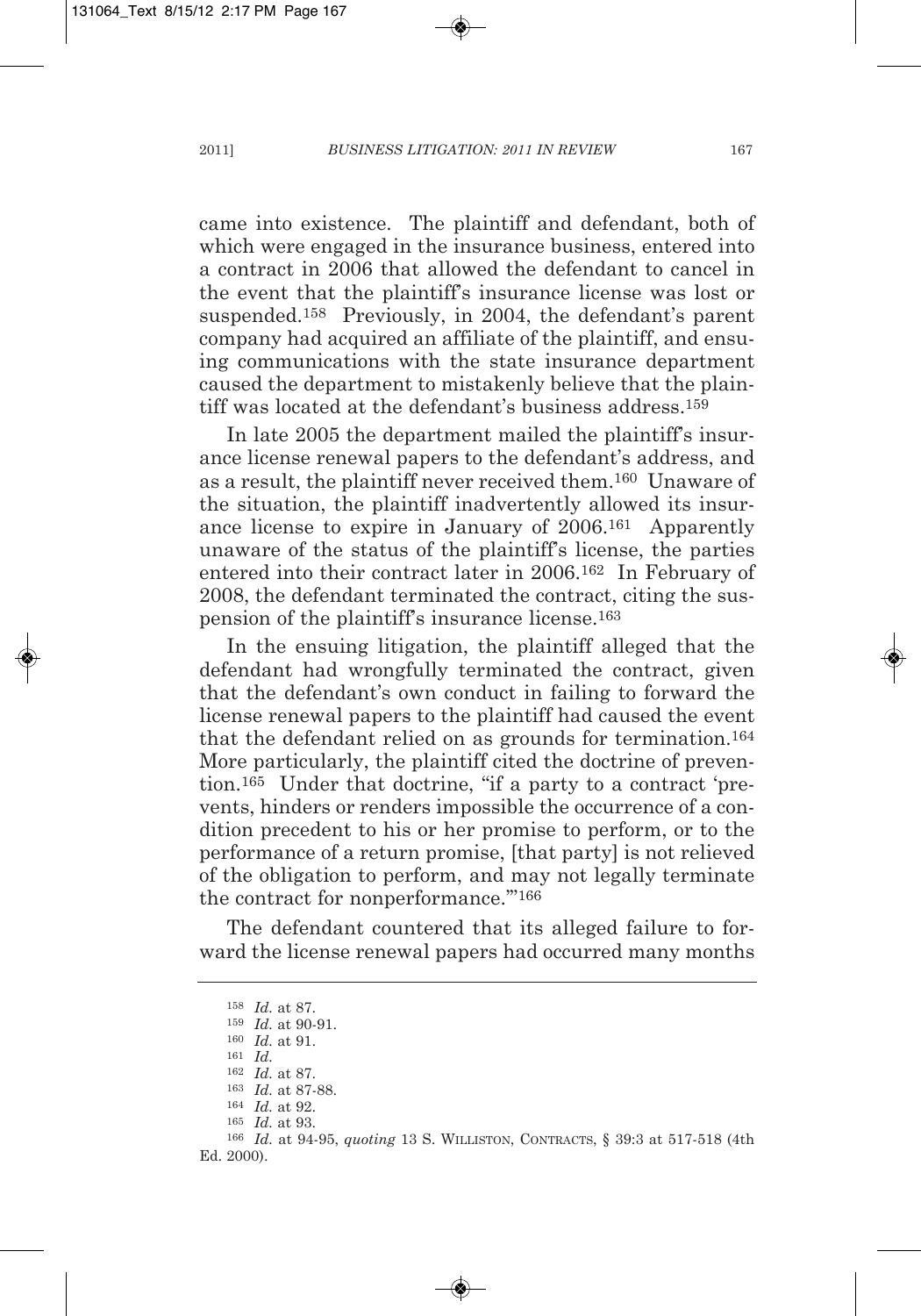came into existence. The plaintiff and defendant, both of which were engaged in the insurance business, entered into a contract in 2006 that allowed the defendant to cancel in the event that the plaintiff's insurance license was lost or suspended.[158] Previously, in 2004, the defendant's parent company had acquired an affiliate of the plaintiff, and ensuing communications with the state insurance department caused the department to mistakenly believe that the plaintiff was located at the defendant's business address.[159]

In late 2005 the department mailed the plaintiff's insurance license renewal papers to the defendant's address, and as a result, the plaintiff never received them.[160] Unaware of the situation, the plaintiff inadvertently allowed its insurance license to expire in January of 2006.[161] Apparently unaware of the status of the plaintiff's license, the parties entered into their contract later in 2006.[162] In February of 2008, the defendant terminated the contract, citing the suspension of the plaintiff's insurance license.[163]

In the ensuing litigation, the plaintiff alleged that the defendant had wrongfully terminated the contract, given that the defendant's own conduct in failing to forward the license renewal papers to the plaintiff had caused the event that the defendant relied on as grounds for termination.[164] More particularly, the plaintiff cited the doctrine of prevention.[165] Under that doctrine, "if a party to a contract 'prevents, hinders or renders impossible the occurrence of a condition precedent to his or her promise to perform, or to the performance of a return promise, [that party] is not relieved of the obligation to perform, and may not legally terminate the contract for nonperformance.'"[166]

The defendant countered that its alleged failure to forward the license renewal papers had occurred many months

---

[158] *Id.* at 87.

[159] *Id.* at 90-91.

[160] *Id.* at 91.

[161] *Id.*

[162] *Id.* at 87.

[163] *Id.* at 87-88.

[164] *Id.* at 92.

[165] *Id.* at 93.

[166] *Id.* at 94-95, *quoting* 13 S. WILLISTON, CONTRACTS, § 39:3 at 517-518 (4th Ed. 2000).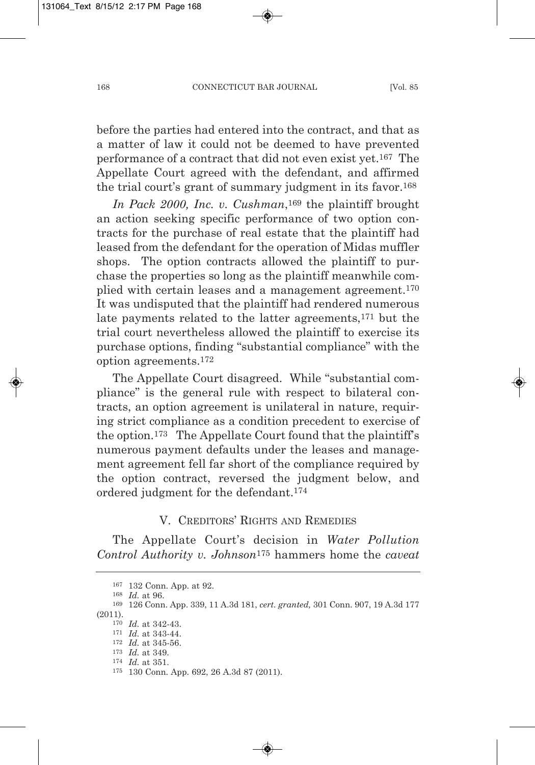before the parties had entered into the contract, and that as a matter of law it could not be deemed to have prevented performance of a contract that did not even exist yet.[167] The Appellate Court agreed with the defendant, and affirmed the trial court's grant of summary judgment in its favor.[168]

*In Pack 2000, Inc. v. Cushman*,[169] the plaintiff brought an action seeking specific performance of two option contracts for the purchase of real estate that the plaintiff had leased from the defendant for the operation of Midas muffler shops. The option contracts allowed the plaintiff to purchase the properties so long as the plaintiff meanwhile complied with certain leases and a management agreement.[170] It was undisputed that the plaintiff had rendered numerous late payments related to the latter agreements,[171] but the trial court nevertheless allowed the plaintiff to exercise its purchase options, finding "substantial compliance" with the option agreements.[172]

The Appellate Court disagreed. While "substantial compliance" is the general rule with respect to bilateral contracts, an option agreement is unilateral in nature, requiring strict compliance as a condition precedent to exercise of the option.[173] The Appellate Court found that the plaintiff's numerous payment defaults under the leases and management agreement fell far short of the compliance required by the option contract, reversed the judgment below, and ordered judgment for the defendant.[174]

## V. CREDITORS' RIGHTS AND REMEDIES

The Appellate Court's decision in *Water Pollution Control Authority v. Johnson*[175] hammers home the *caveat*

---

[167] 132 Conn. App. at 92.

[168] *Id.* at 96.

[169] 126 Conn. App. 339, 11 A.3d 181, *cert. granted,* 301 Conn. 907, 19 A.3d 177 (2011).

[170] *Id.* at 342-43.

[171] *Id.* at 343-44.

[172] *Id.* at 345-56.

[173] *Id.* at 349.

[174] *Id.* at 351.

[175] 130 Conn. App. 692, 26 A.3d 87 (2011).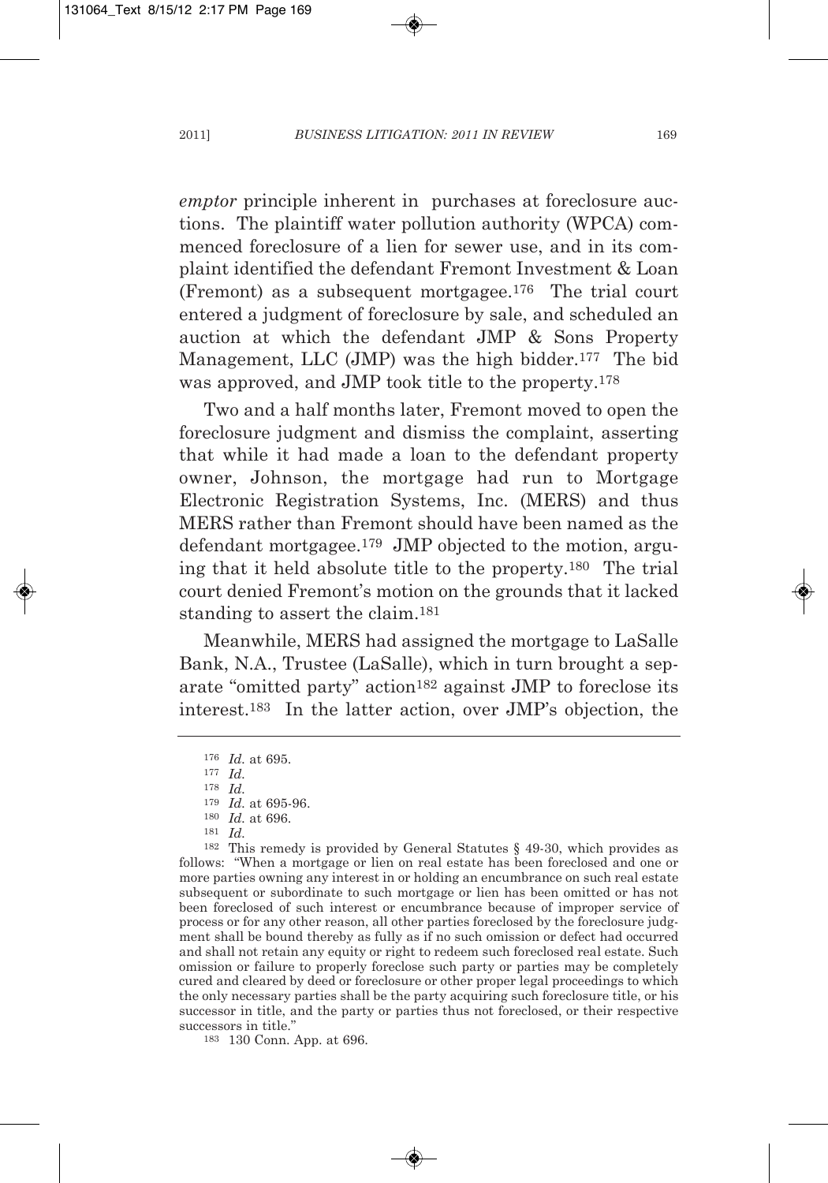*emptor* principle inherent in purchases at foreclosure auctions. The plaintiff water pollution authority (WPCA) commenced foreclosure of a lien for sewer use, and in its complaint identified the defendant Fremont Investment & Loan (Fremont) as a subsequent mortgagee.[176] The trial court entered a judgment of foreclosure by sale, and scheduled an auction at which the defendant JMP & Sons Property Management, LLC (JMP) was the high bidder.[177] The bid was approved, and JMP took title to the property.[178]

Two and a half months later, Fremont moved to open the foreclosure judgment and dismiss the complaint, asserting that while it had made a loan to the defendant property owner, Johnson, the mortgage had run to Mortgage Electronic Registration Systems, Inc. (MERS) and thus MERS rather than Fremont should have been named as the defendant mortgagee.[179] JMP objected to the motion, arguing that it held absolute title to the property.[180] The trial court denied Fremont's motion on the grounds that it lacked standing to assert the claim.[181]

Meanwhile, MERS had assigned the mortgage to LaSalle Bank, N.A., Trustee (LaSalle), which in turn brought a separate "omitted party" action[182] against JMP to foreclose its interest.[183] In the latter action, over JMP's objection, the

---

[176] *Id.* at 695.

[177] *Id.*

[178] *Id.*

[179] *Id.* at 695-96.

[180] *Id.* at 696.

[181] *Id.*

[182] This remedy is provided by General Statutes § 49-30, which provides as follows: "When a mortgage or lien on real estate has been foreclosed and one or more parties owning any interest in or holding an encumbrance on such real estate subsequent or subordinate to such mortgage or lien has been omitted or has not been foreclosed of such interest or encumbrance because of improper service of process or for any other reason, all other parties foreclosed by the foreclosure judgment shall be bound thereby as fully as if no such omission or defect had occurred and shall not retain any equity or right to redeem such foreclosed real estate. Such omission or failure to properly foreclose such party or parties may be completely cured and cleared by deed or foreclosure or other proper legal proceedings to which the only necessary parties shall be the party acquiring such foreclosure title, or his successor in title, and the party or parties thus not foreclosed, or their respective successors in title."

[183] 130 Conn. App. at 696.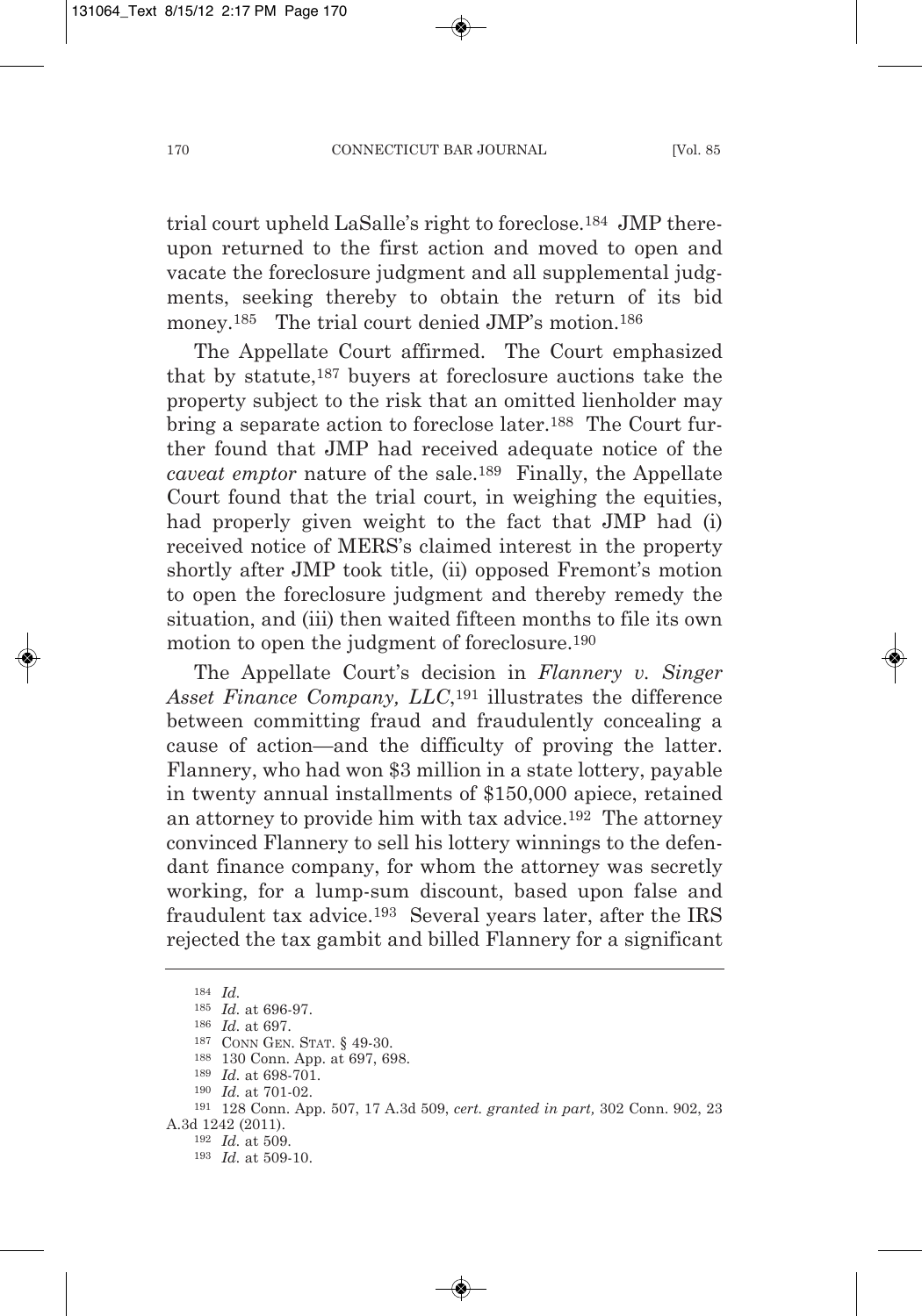trial court upheld LaSalle's right to foreclose.[184] JMP thereupon returned to the first action and moved to open and vacate the foreclosure judgment and all supplemental judgments, seeking thereby to obtain the return of its bid money.[185] The trial court denied JMP's motion.[186]

The Appellate Court affirmed. The Court emphasized that by statute,[187] buyers at foreclosure auctions take the property subject to the risk that an omitted lienholder may bring a separate action to foreclose later.[188] The Court further found that JMP had received adequate notice of the *caveat emptor* nature of the sale.[189] Finally, the Appellate Court found that the trial court, in weighing the equities, had properly given weight to the fact that JMP had (i) received notice of MERS's claimed interest in the property shortly after JMP took title, (ii) opposed Fremont's motion to open the foreclosure judgment and thereby remedy the situation, and (iii) then waited fifteen months to file its own motion to open the judgment of foreclosure.[190]

The Appellate Court's decision in *Flannery v. Singer Asset Finance Company, LLC*,[191] illustrates the difference between committing fraud and fraudulently concealing a cause of action—and the difficulty of proving the latter. Flannery, who had won $3 million in a state lottery, payable in twenty annual installments of $150,000 apiece, retained an attorney to provide him with tax advice.[192] The attorney convinced Flannery to sell his lottery winnings to the defendant finance company, for whom the attorney was secretly working, for a lump-sum discount, based upon false and fraudulent tax advice.[193] Several years later, after the IRS rejected the tax gambit and billed Flannery for a significant

---

[184] *Id.*

[185] *Id.* at 696-97.

[186] *Id.* at 697.

[187] CONN GEN. STAT. § 49-30.

[188] 130 Conn. App. at 697, 698.

[189] *Id.* at 698-701.

[190] *Id.* at 701-02.

[191] 128 Conn. App. 507, 17 A.3d 509, *cert. granted in part,* 302 Conn. 902, 23 A.3d 1242 (2011).

[192] *Id.* at 509.

[193] *Id.* at 509-10.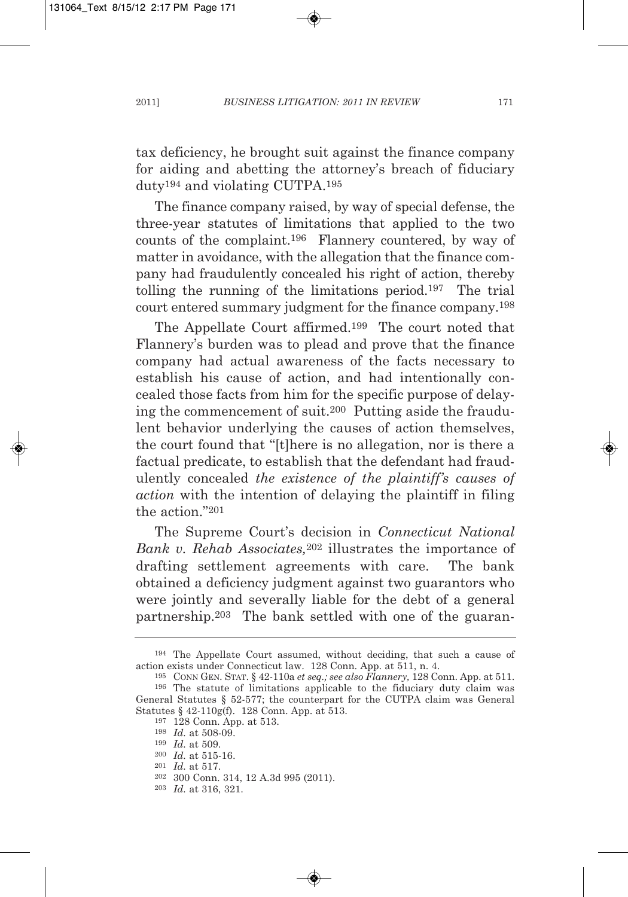tax deficiency, he brought suit against the finance company for aiding and abetting the attorney's breach of fiduciary duty[194] and violating CUTPA.[195]

The finance company raised, by way of special defense, the three-year statutes of limitations that applied to the two counts of the complaint.[196] Flannery countered, by way of matter in avoidance, with the allegation that the finance company had fraudulently concealed his right of action, thereby tolling the running of the limitations period.[197] The trial court entered summary judgment for the finance company.[198]

The Appellate Court affirmed.[199] The court noted that Flannery's burden was to plead and prove that the finance company had actual awareness of the facts necessary to establish his cause of action, and had intentionally concealed those facts from him for the specific purpose of delaying the commencement of suit.[200] Putting aside the fraudulent behavior underlying the causes of action themselves, the court found that "[t]here is no allegation, nor is there a factual predicate, to establish that the defendant had fraudulently concealed *the existence of the plaintiff's causes of action* with the intention of delaying the plaintiff in filing the action."[201]

The Supreme Court's decision in *Connecticut National Bank v. Rehab Associates,*[202] illustrates the importance of drafting settlement agreements with care. The bank obtained a deficiency judgment against two guarantors who were jointly and severally liable for the debt of a general partnership.[203] The bank settled with one of the guaran-

---

[194] The Appellate Court assumed, without deciding, that such a cause of action exists under Connecticut law. 128 Conn. App. at 511, n. 4.

[195] CONN GEN. STAT. § 42-110a *et seq.; see also Flannery,* 128 Conn. App. at 511.

[196] The statute of limitations applicable to the fiduciary duty claim was General Statutes § 52-577; the counterpart for the CUTPA claim was General Statutes § 42-110g(f). 128 Conn. App. at 513.

[197] 128 Conn. App. at 513.

[198] *Id.* at 508-09.

[199] *Id.* at 509.

[200] *Id.* at 515-16.

[201] *Id.* at 517.

[202] 300 Conn. 314, 12 A.3d 995 (2011).

[203] *Id.* at 316, 321.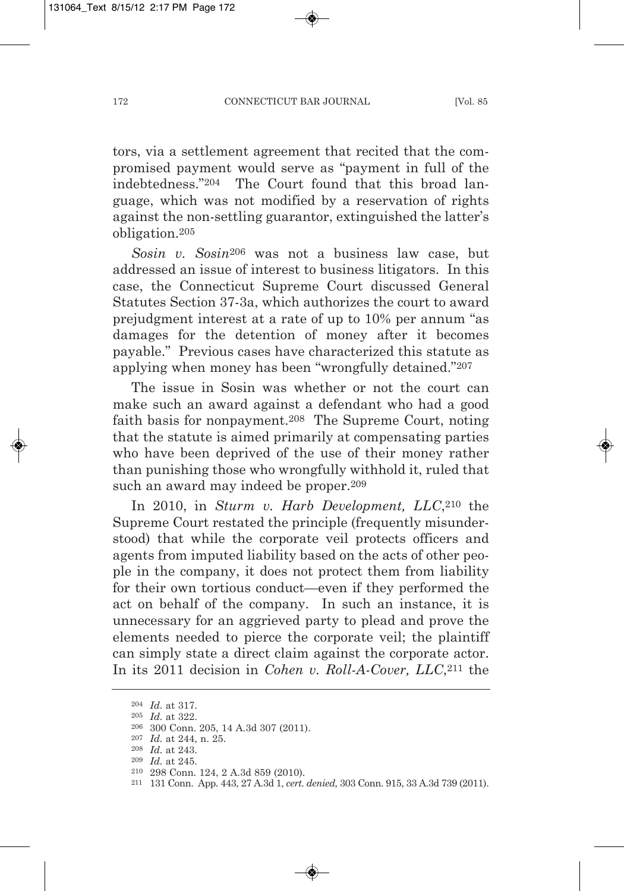tors, via a settlement agreement that recited that the compromised payment would serve as "payment in full of the indebtedness."[204] The Court found that this broad language, which was not modified by a reservation of rights against the non-settling guarantor, extinguished the latter's obligation.[205]

*Sosin v. Sosin*[206] was not a business law case, but addressed an issue of interest to business litigators. In this case, the Connecticut Supreme Court discussed General Statutes Section 37-3a, which authorizes the court to award prejudgment interest at a rate of up to 10% per annum "as damages for the detention of money after it becomes payable." Previous cases have characterized this statute as applying when money has been "wrongfully detained."[207]

The issue in Sosin was whether or not the court can make such an award against a defendant who had a good faith basis for nonpayment.[208] The Supreme Court, noting that the statute is aimed primarily at compensating parties who have been deprived of the use of their money rather than punishing those who wrongfully withhold it, ruled that such an award may indeed be proper.[209]

In 2010, in *Sturm v. Harb Development, LLC*,[210] the Supreme Court restated the principle (frequently misunderstood) that while the corporate veil protects officers and agents from imputed liability based on the acts of other people in the company, it does not protect them from liability for their own tortious conduct—even if they performed the act on behalf of the company. In such an instance, it is unnecessary for an aggrieved party to plead and prove the elements needed to pierce the corporate veil; the plaintiff can simply state a direct claim against the corporate actor. In its 2011 decision in *Cohen v. Roll-A-Cover, LLC*,[211] the

---

[204] *Id.* at 317.

[205] *Id.* at 322.

[206] 300 Conn. 205, 14 A.3d 307 (2011).

[207] *Id.* at 244, n. 25.

[208] *Id.* at 243.

[209] *Id.* at 245.

[210] 298 Conn. 124, 2 A.3d 859 (2010).

[211] 131 Conn. App. 443, 27 A.3d 1, *cert. denied,* 303 Conn. 915, 33 A.3d 739 (2011).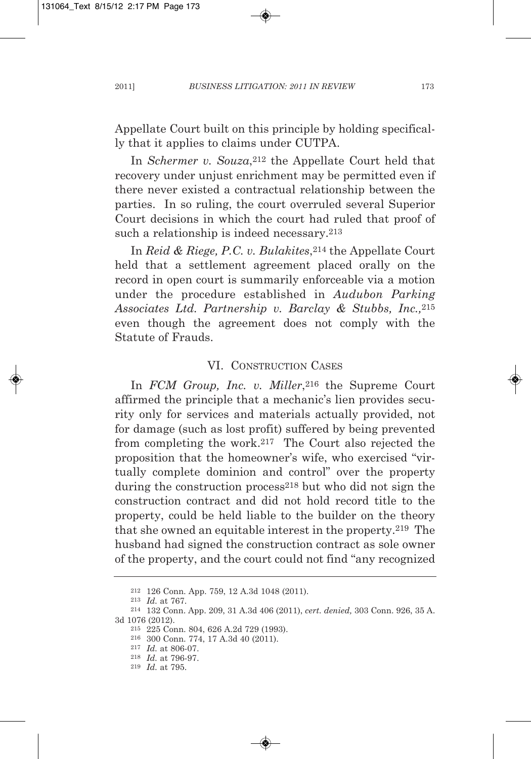Appellate Court built on this principle by holding specifically that it applies to claims under CUTPA.

In *Schermer v. Souza*,[212] the Appellate Court held that recovery under unjust enrichment may be permitted even if there never existed a contractual relationship between the parties. In so ruling, the court overruled several Superior Court decisions in which the court had ruled that proof of such a relationship is indeed necessary.[213]

In *Reid & Riege, P.C. v. Bulakites*,[214] the Appellate Court held that a settlement agreement placed orally on the record in open court is summarily enforceable via a motion under the procedure established in *Audubon Parking Associates Ltd. Partnership v. Barclay & Stubbs, Inc.,*[215] even though the agreement does not comply with the Statute of Frauds.

## VI. Construction Cases

In *FCM Group, Inc. v. Miller*,[216] the Supreme Court affirmed the principle that a mechanic's lien provides security only for services and materials actually provided, not for damage (such as lost profit) suffered by being prevented from completing the work.[217] The Court also rejected the proposition that the homeowner's wife, who exercised "virtually complete dominion and control" over the property during the construction process[218] but who did not sign the construction contract and did not hold record title to the property, could be held liable to the builder on the theory that she owned an equitable interest in the property.[219] The husband had signed the construction contract as sole owner of the property, and the court could not find "any recognized

---

[212] 126 Conn. App. 759, 12 A.3d 1048 (2011).

[213] *Id.* at 767.

[214] 132 Conn. App. 209, 31 A.3d 406 (2011), *cert. denied,* 303 Conn. 926, 35 A. 3d 1076 (2012).

[215] 225 Conn. 804, 626 A.2d 729 (1993).

[216] 300 Conn. 774, 17 A.3d 40 (2011).

[217] *Id.* at 806-07.

[218] *Id.* at 796-97.

[219] *Id.* at 795.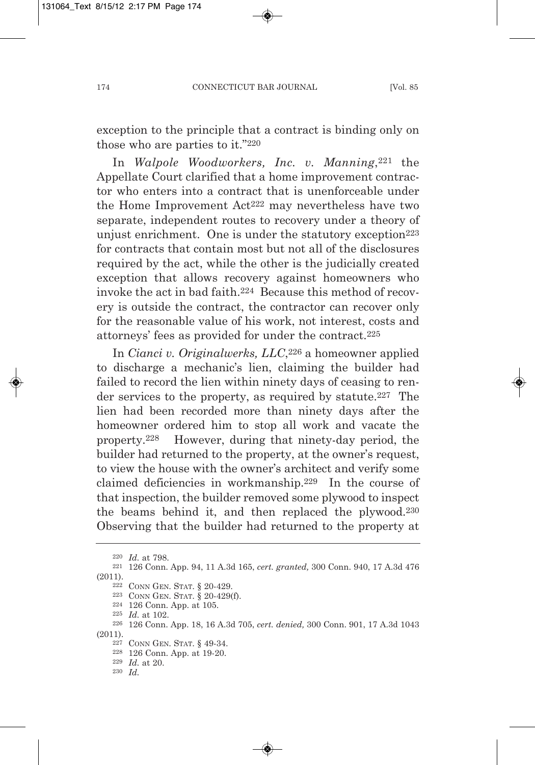exception to the principle that a contract is binding only on those who are parties to it."[220]

In *Walpole Woodworkers, Inc. v. Manning*,[221] the Appellate Court clarified that a home improvement contractor who enters into a contract that is unenforceable under the Home Improvement Act[222] may nevertheless have two separate, independent routes to recovery under a theory of unjust enrichment. One is under the statutory exception[223] for contracts that contain most but not all of the disclosures required by the act, while the other is the judicially created exception that allows recovery against homeowners who invoke the act in bad faith.[224] Because this method of recovery is outside the contract, the contractor can recover only for the reasonable value of his work, not interest, costs and attorneys' fees as provided for under the contract.[225]

In *Cianci v. Originalwerks, LLC*,[226] a homeowner applied to discharge a mechanic's lien, claiming the builder had failed to record the lien within ninety days of ceasing to render services to the property, as required by statute.[227] The lien had been recorded more than ninety days after the homeowner ordered him to stop all work and vacate the property.[228] However, during that ninety-day period, the builder had returned to the property, at the owner's request, to view the house with the owner's architect and verify some claimed deficiencies in workmanship.[229] In the course of that inspection, the builder removed some plywood to inspect the beams behind it, and then replaced the plywood.[230] Observing that the builder had returned to the property at

---

[220] *Id.* at 798.

[221] 126 Conn. App. 94, 11 A.3d 165, *cert. granted,* 300 Conn. 940, 17 A.3d 476 (2011).

[222] CONN GEN. STAT. § 20-429.

[223] CONN GEN. STAT. § 20-429(f).

[224] 126 Conn. App. at 105.

[225] *Id.* at 102.

[226] 126 Conn. App. 18, 16 A.3d 705, *cert. denied,* 300 Conn. 901, 17 A.3d 1043 (2011).

[227] CONN GEN. STAT. § 49-34.

[228] 126 Conn. App. at 19-20.

[229] *Id.* at 20.

[230] *Id.*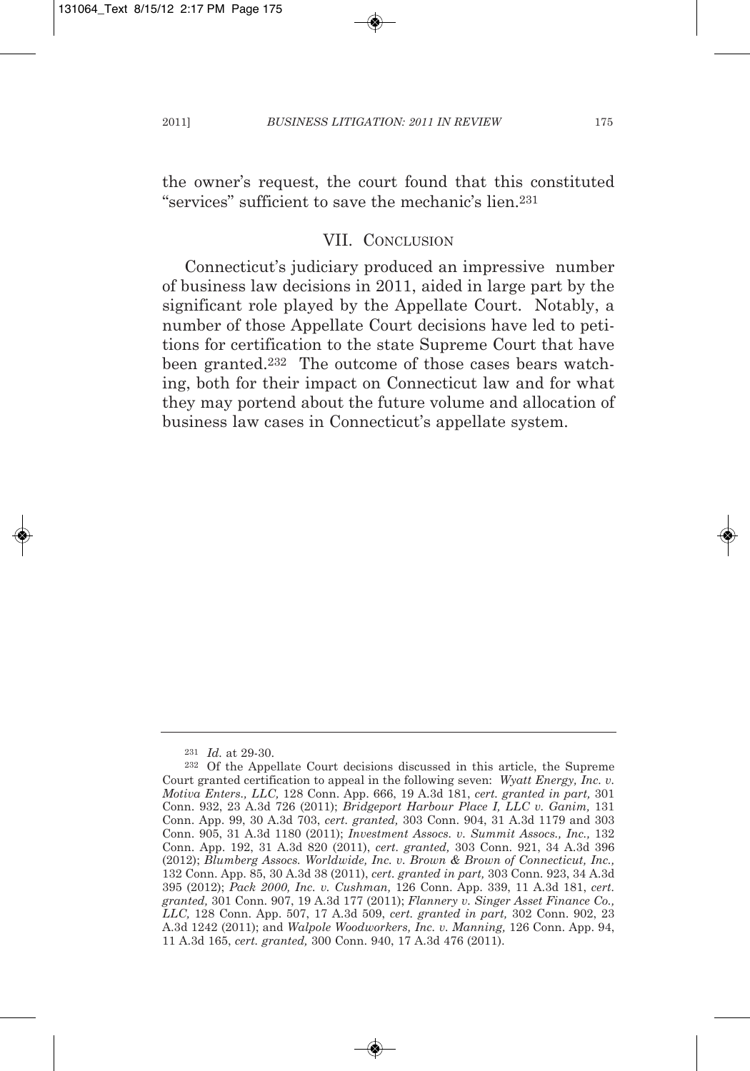the owner's request, the court found that this constituted "services" sufficient to save the mechanic's lien.[231]

## VII. CONCLUSION

Connecticut's judiciary produced an impressive number of business law decisions in 2011, aided in large part by the significant role played by the Appellate Court. Notably, a number of those Appellate Court decisions have led to petitions for certification to the state Supreme Court that have been granted.[232] The outcome of those cases bears watching, both for their impact on Connecticut law and for what they may portend about the future volume and allocation of business law cases in Connecticut's appellate system.

---

[231] *Id.* at 29-30.

[232] Of the Appellate Court decisions discussed in this article, the Supreme Court granted certification to appeal in the following seven: *Wyatt Energy, Inc. v. Motiva Enters., LLC,* 128 Conn. App. 666, 19 A.3d 181, *cert. granted in part,* 301 Conn. 932, 23 A.3d 726 (2011); *Bridgeport Harbour Place I, LLC v. Ganim,* 131 Conn. App. 99, 30 A.3d 703, *cert. granted,* 303 Conn. 904, 31 A.3d 1179 and 303 Conn. 905, 31 A.3d 1180 (2011); *Investment Assocs. v. Summit Assocs., Inc.,* 132 Conn. App. 192, 31 A.3d 820 (2011), *cert. granted,* 303 Conn. 921, 34 A.3d 396 (2012); *Blumberg Assocs. Worldwide, Inc. v. Brown & Brown of Connecticut, Inc.,* 132 Conn. App. 85, 30 A.3d 38 (2011), *cert. granted in part,* 303 Conn. 923, 34 A.3d 395 (2012); *Pack 2000, Inc. v. Cushman,* 126 Conn. App. 339, 11 A.3d 181, *cert. granted,* 301 Conn. 907, 19 A.3d 177 (2011); *Flannery v. Singer Asset Finance Co., LLC,* 128 Conn. App. 507, 17 A.3d 509, *cert. granted in part,* 302 Conn. 902, 23 A.3d 1242 (2011); and *Walpole Woodworkers, Inc. v. Manning,* 126 Conn. App. 94, 11 A.3d 165, *cert. granted,* 300 Conn. 940, 17 A.3d 476 (2011).